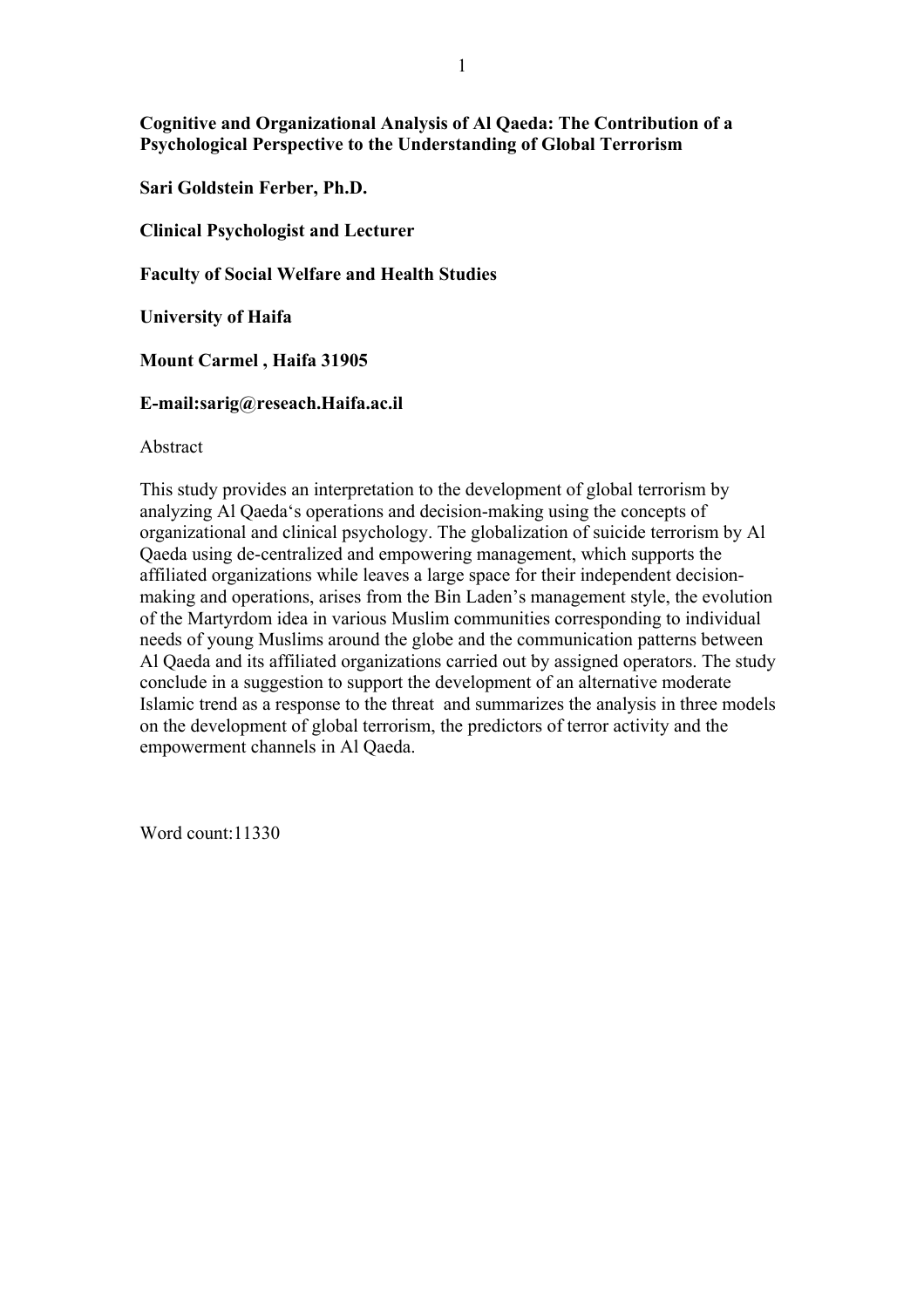**Cognitive and Organizational Analysis of Al Qaeda: The Contribution of a Psychological Perspective to the Understanding of Global Terrorism**

**Sari Goldstein Ferber, Ph.D.**

**Clinical Psychologist and Lecturer**

**Faculty of Social Welfare and Health Studies**

**University of Haifa**

**Mount Carmel , Haifa 31905**

**E-mail:sarig@reseach.Haifa.ac.il**

Abstract

This study provides an interpretation to the development of global terrorism by analyzing Al Qaeda's operations and decision-making using the concepts of organizational and clinical psychology. The globalization of suicide terrorism by Al Qaeda using de-centralized and empowering management, which supports the affiliated organizations while leaves a large space for their independent decision-making and operations, arises from the Bin Laden's management style, the evolution of the Martyrdom idea in various Muslim communities corresponding to individual needs of young Muslims around the globe and the communication patterns between Al Qaeda and its affiliated organizations carried out by assigned operators. The study conclude in a suggestion to support the development of an alternative moderate Islamic trend as a response to the threat and summarizes the analysis in three models on the development of global terrorism, the predictors of terror activity and the empowerment channels in Al Qaeda.

Word count:11330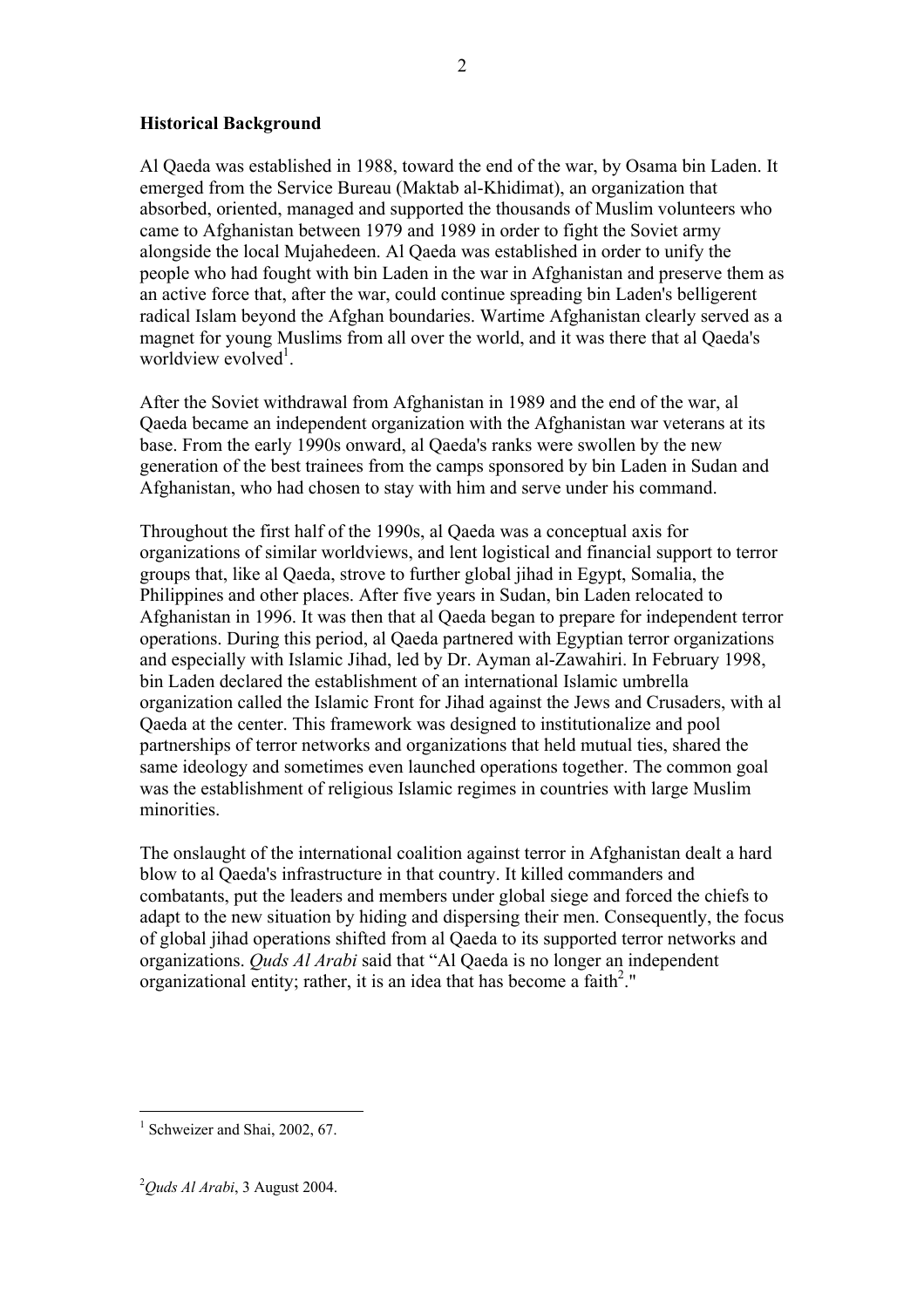**Historical Background**

Al Qaeda was established in 1988, toward the end of the war, by Osama bin Laden. It emerged from the Service Bureau (Maktab al-Khidimat), an organization that absorbed, oriented, managed and supported the thousands of Muslim volunteers who came to Afghanistan between 1979 and 1989 in order to fight the Soviet army alongside the local Mujahedeen. Al Qaeda was established in order to unify the people who had fought with bin Laden in the war in Afghanistan and preserve them as an active force that, after the war, could continue spreading bin Laden's belligerent radical Islam beyond the Afghan boundaries. Wartime Afghanistan clearly served as a magnet for young Muslims from all over the world, and it was there that al Qaeda's worldview evolved[1].

After the Soviet withdrawal from Afghanistan in 1989 and the end of the war, al Qaeda became an independent organization with the Afghanistan war veterans at its base. From the early 1990s onward, al Qaeda's ranks were swollen by the new generation of the best trainees from the camps sponsored by bin Laden in Sudan and Afghanistan, who had chosen to stay with him and serve under his command.

Throughout the first half of the 1990s, al Qaeda was a conceptual axis for organizations of similar worldviews, and lent logistical and financial support to terror groups that, like al Qaeda, strove to further global jihad in Egypt, Somalia, the Philippines and other places. After five years in Sudan, bin Laden relocated to Afghanistan in 1996. It was then that al Qaeda began to prepare for independent terror operations. During this period, al Qaeda partnered with Egyptian terror organizations and especially with Islamic Jihad, led by Dr. Ayman al-Zawahiri. In February 1998, bin Laden declared the establishment of an international Islamic umbrella organization called the Islamic Front for Jihad against the Jews and Crusaders, with al Qaeda at the center. This framework was designed to institutionalize and pool partnerships of terror networks and organizations that held mutual ties, shared the same ideology and sometimes even launched operations together. The common goal was the establishment of religious Islamic regimes in countries with large Muslim minorities.

The onslaught of the international coalition against terror in Afghanistan dealt a hard blow to al Qaeda's infrastructure in that country. It killed commanders and combatants, put the leaders and members under global siege and forced the chiefs to adapt to the new situation by hiding and dispersing their men. Consequently, the focus of global jihad operations shifted from al Qaeda to its supported terror networks and organizations. *Quds Al Arabi* said that "Al Qaeda is no longer an independent organizational entity; rather, it is an idea that has become a faith[2]."

---

[1] Schweizer and Shai, 2002, 67.

[2] *Quds Al Arabi*, 3 August 2004.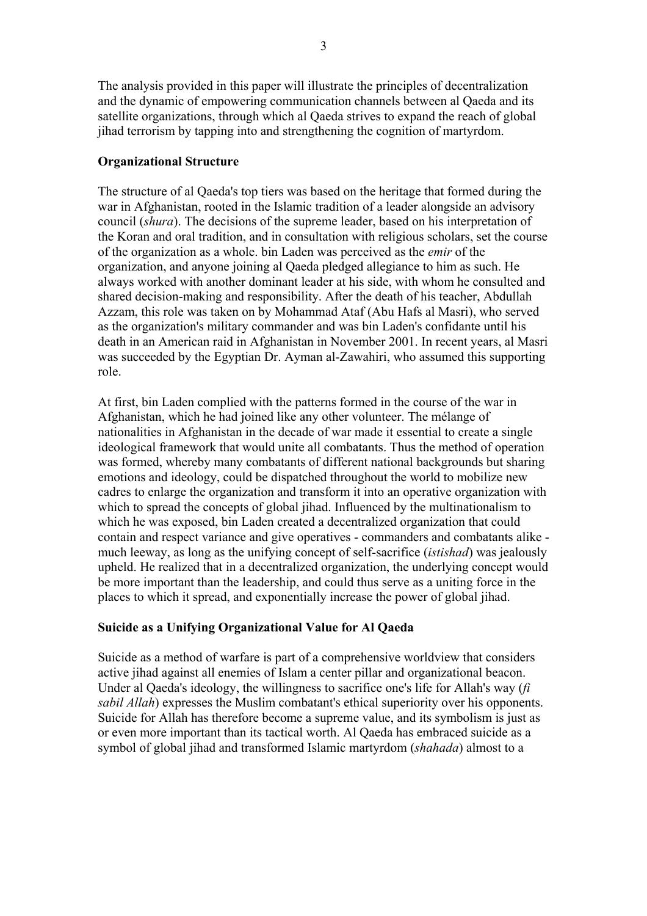The analysis provided in this paper will illustrate the principles of decentralization and the dynamic of empowering communication channels between al Qaeda and its satellite organizations, through which al Qaeda strives to expand the reach of global jihad terrorism by tapping into and strengthening the cognition of martyrdom.

**Organizational Structure**

The structure of al Qaeda's top tiers was based on the heritage that formed during the war in Afghanistan, rooted in the Islamic tradition of a leader alongside an advisory council (*shura*). The decisions of the supreme leader, based on his interpretation of the Koran and oral tradition, and in consultation with religious scholars, set the course of the organization as a whole. bin Laden was perceived as the *emir* of the organization, and anyone joining al Qaeda pledged allegiance to him as such. He always worked with another dominant leader at his side, with whom he consulted and shared decision-making and responsibility. After the death of his teacher, Abdullah Azzam, this role was taken on by Mohammad Ataf (Abu Hafs al Masri), who served as the organization's military commander and was bin Laden's confidante until his death in an American raid in Afghanistan in November 2001. In recent years, al Masri was succeeded by the Egyptian Dr. Ayman al-Zawahiri, who assumed this supporting role.

At first, bin Laden complied with the patterns formed in the course of the war in Afghanistan, which he had joined like any other volunteer. The mélange of nationalities in Afghanistan in the decade of war made it essential to create a single ideological framework that would unite all combatants. Thus the method of operation was formed, whereby many combatants of different national backgrounds but sharing emotions and ideology, could be dispatched throughout the world to mobilize new cadres to enlarge the organization and transform it into an operative organization with which to spread the concepts of global jihad. Influenced by the multinationalism to which he was exposed, bin Laden created a decentralized organization that could contain and respect variance and give operatives - commanders and combatants alike - much leeway, as long as the unifying concept of self-sacrifice (*istishad*) was jealously upheld. He realized that in a decentralized organization, the underlying concept would be more important than the leadership, and could thus serve as a uniting force in the places to which it spread, and exponentially increase the power of global jihad.

**Suicide as a Unifying Organizational Value for Al Qaeda**

Suicide as a method of warfare is part of a comprehensive worldview that considers active jihad against all enemies of Islam a center pillar and organizational beacon. Under al Qaeda's ideology, the willingness to sacrifice one's life for Allah's way (*fi sabil Allah*) expresses the Muslim combatant's ethical superiority over his opponents. Suicide for Allah has therefore become a supreme value, and its symbolism is just as or even more important than its tactical worth. Al Qaeda has embraced suicide as a symbol of global jihad and transformed Islamic martyrdom (*shahada*) almost to a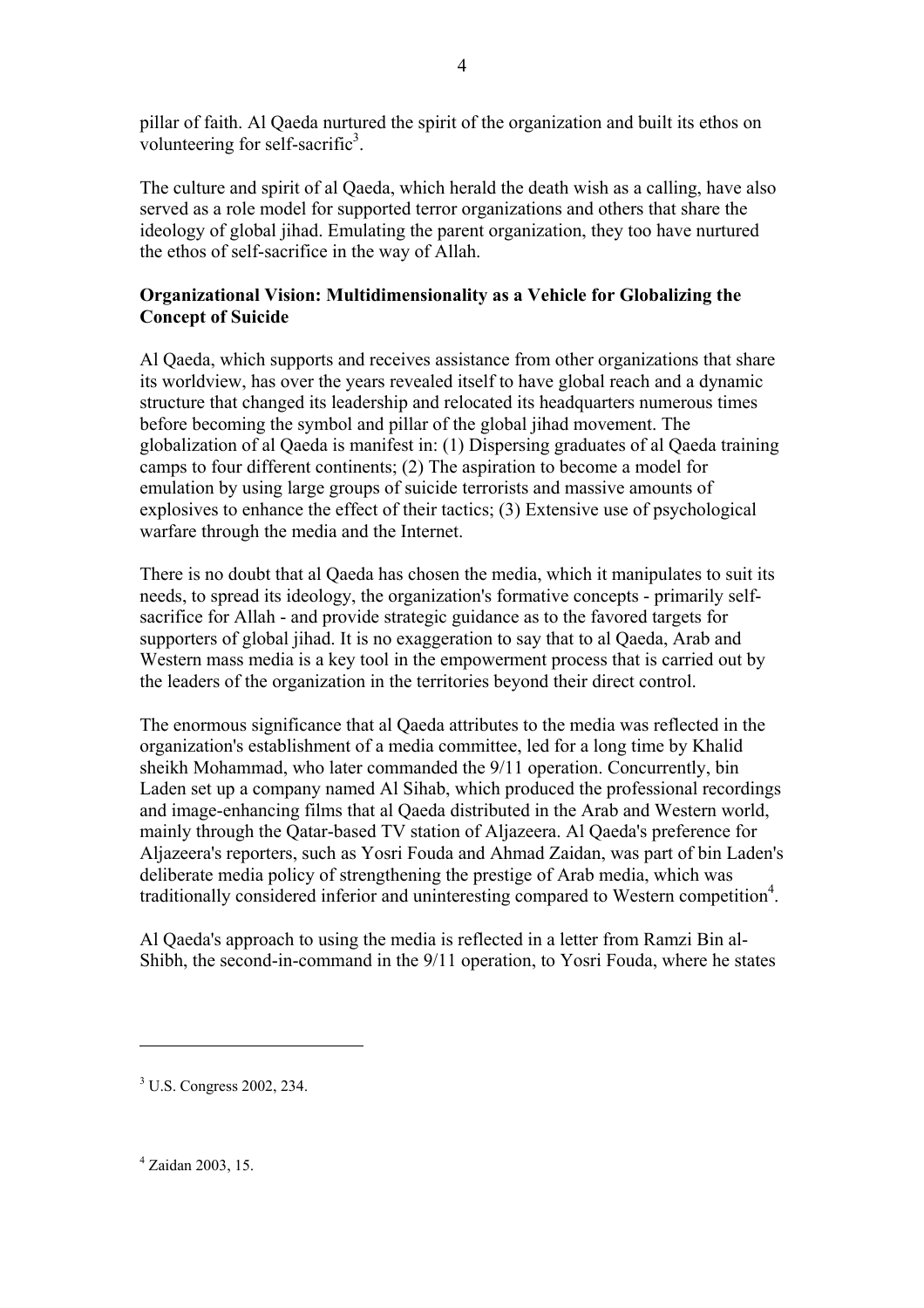pillar of faith. Al Qaeda nurtured the spirit of the organization and built its ethos on volunteering for self-sacrific[3].

The culture and spirit of al Qaeda, which herald the death wish as a calling, have also served as a role model for supported terror organizations and others that share the ideology of global jihad. Emulating the parent organization, they too have nurtured the ethos of self-sacrifice in the way of Allah.

**Organizational Vision: Multidimensionality as a Vehicle for Globalizing the Concept of Suicide**

Al Qaeda, which supports and receives assistance from other organizations that share its worldview, has over the years revealed itself to have global reach and a dynamic structure that changed its leadership and relocated its headquarters numerous times before becoming the symbol and pillar of the global jihad movement. The globalization of al Qaeda is manifest in: (1) Dispersing graduates of al Qaeda training camps to four different continents; (2) The aspiration to become a model for emulation by using large groups of suicide terrorists and massive amounts of explosives to enhance the effect of their tactics; (3) Extensive use of psychological warfare through the media and the Internet.

There is no doubt that al Qaeda has chosen the media, which it manipulates to suit its needs, to spread its ideology, the organization's formative concepts - primarily self-sacrifice for Allah - and provide strategic guidance as to the favored targets for supporters of global jihad. It is no exaggeration to say that to al Qaeda, Arab and Western mass media is a key tool in the empowerment process that is carried out by the leaders of the organization in the territories beyond their direct control.

The enormous significance that al Qaeda attributes to the media was reflected in the organization's establishment of a media committee, led for a long time by Khalid sheikh Mohammad, who later commanded the 9/11 operation. Concurrently, bin Laden set up a company named Al Sihab, which produced the professional recordings and image-enhancing films that al Qaeda distributed in the Arab and Western world, mainly through the Qatar-based TV station of Aljazeera. Al Qaeda's preference for Aljazeera's reporters, such as Yosri Fouda and Ahmad Zaidan, was part of bin Laden's deliberate media policy of strengthening the prestige of Arab media, which was traditionally considered inferior and uninteresting compared to Western competition[4].

Al Qaeda's approach to using the media is reflected in a letter from Ramzi Bin al-Shibh, the second-in-command in the 9/11 operation, to Yosri Fouda, where he states

---

[3] U.S. Congress 2002, 234.

[4] Zaidan 2003, 15.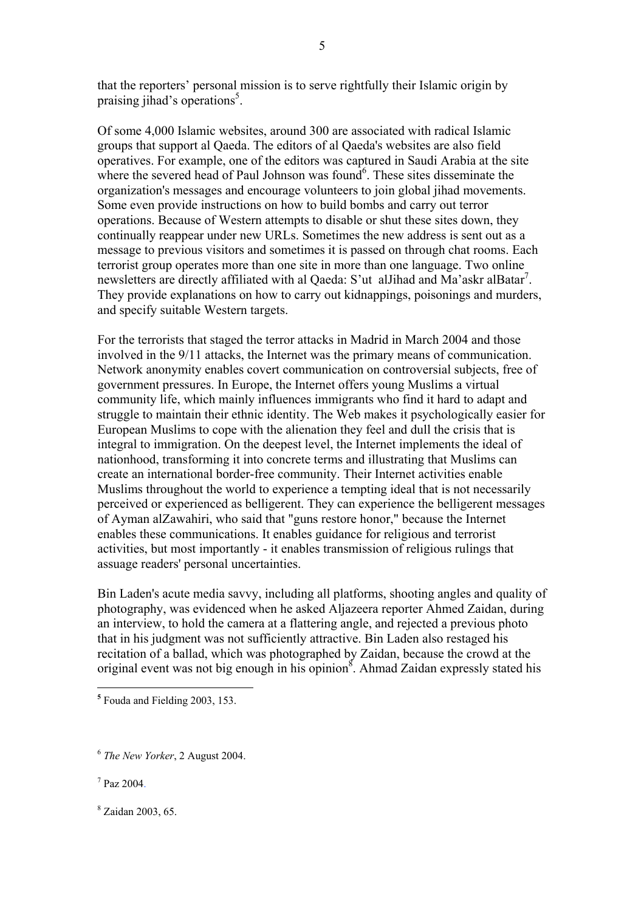that the reporters' personal mission is to serve rightfully their Islamic origin by praising jihad's operations[5].

Of some 4,000 Islamic websites, around 300 are associated with radical Islamic groups that support al Qaeda. The editors of al Qaeda's websites are also field operatives. For example, one of the editors was captured in Saudi Arabia at the site where the severed head of Paul Johnson was found[6]. These sites disseminate the organization's messages and encourage volunteers to join global jihad movements. Some even provide instructions on how to build bombs and carry out terror operations. Because of Western attempts to disable or shut these sites down, they continually reappear under new URLs. Sometimes the new address is sent out as a message to previous visitors and sometimes it is passed on through chat rooms. Each terrorist group operates more than one site in more than one language. Two online newsletters are directly affiliated with al Qaeda: S'ut alJihad and Ma'askr alBatar[7]. They provide explanations on how to carry out kidnappings, poisonings and murders, and specify suitable Western targets.

For the terrorists that staged the terror attacks in Madrid in March 2004 and those involved in the 9/11 attacks, the Internet was the primary means of communication. Network anonymity enables covert communication on controversial subjects, free of government pressures. In Europe, the Internet offers young Muslims a virtual community life, which mainly influences immigrants who find it hard to adapt and struggle to maintain their ethnic identity. The Web makes it psychologically easier for European Muslims to cope with the alienation they feel and dull the crisis that is integral to immigration. On the deepest level, the Internet implements the ideal of nationhood, transforming it into concrete terms and illustrating that Muslims can create an international border-free community. Their Internet activities enable Muslims throughout the world to experience a tempting ideal that is not necessarily perceived or experienced as belligerent. They can experience the belligerent messages of Ayman alZawahiri, who said that "guns restore honor," because the Internet enables these communications. It enables guidance for religious and terrorist activities, but most importantly - it enables transmission of religious rulings that assuage readers' personal uncertainties.

Bin Laden's acute media savvy, including all platforms, shooting angles and quality of photography, was evidenced when he asked Aljazeera reporter Ahmed Zaidan, during an interview, to hold the camera at a flattering angle, and rejected a previous photo that in his judgment was not sufficiently attractive. Bin Laden also restaged his recitation of a ballad, which was photographed by Zaidan, because the crowd at the original event was not big enough in his opinion[8]. Ahmad Zaidan expressly stated his

---

[5] Fouda and Fielding 2003, 153.

[6] *The New Yorker*, 2 August 2004.

[7] Paz 2004.

[8] Zaidan 2003, 65.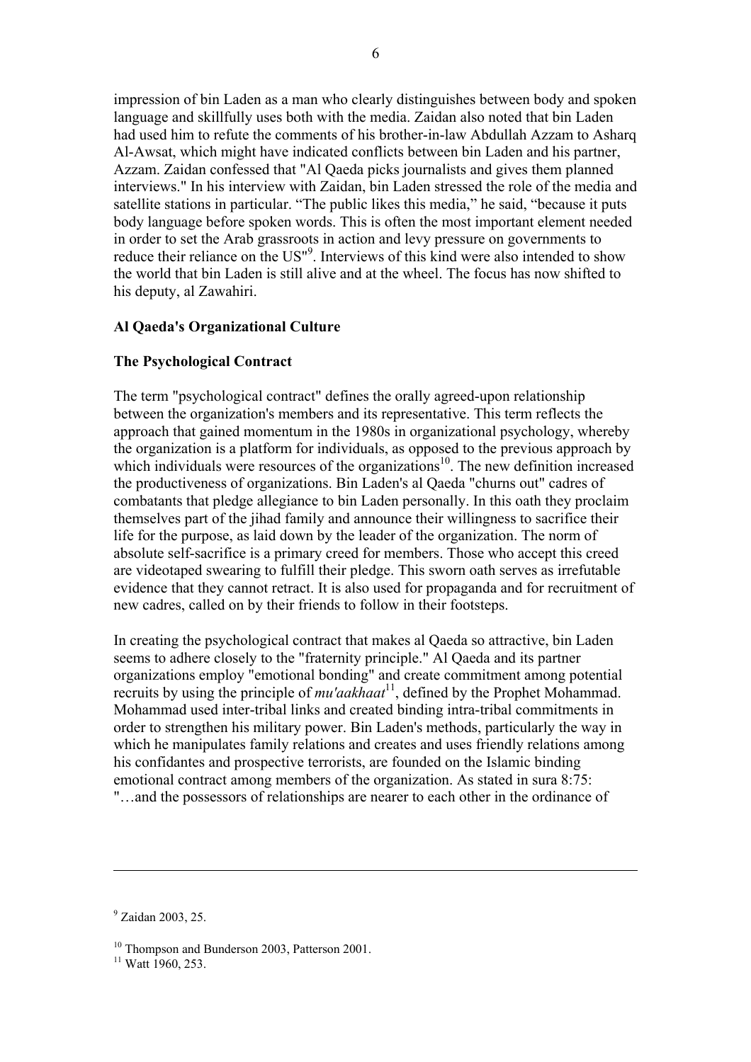impression of bin Laden as a man who clearly distinguishes between body and spoken language and skillfully uses both with the media. Zaidan also noted that bin Laden had used him to refute the comments of his brother-in-law Abdullah Azzam to Asharq Al-Awsat, which might have indicated conflicts between bin Laden and his partner, Azzam. Zaidan confessed that "Al Qaeda picks journalists and gives them planned interviews." In his interview with Zaidan, bin Laden stressed the role of the media and satellite stations in particular. "The public likes this media," he said, "because it puts body language before spoken words. This is often the most important element needed in order to set the Arab grassroots in action and levy pressure on governments to reduce their reliance on the US"[9]. Interviews of this kind were also intended to show the world that bin Laden is still alive and at the wheel. The focus has now shifted to his deputy, al Zawahiri.

**Al Qaeda's Organizational Culture**

**The Psychological Contract**

The term "psychological contract" defines the orally agreed-upon relationship between the organization's members and its representative. This term reflects the approach that gained momentum in the 1980s in organizational psychology, whereby the organization is a platform for individuals, as opposed to the previous approach by which individuals were resources of the organizations[10]. The new definition increased the productiveness of organizations. Bin Laden's al Qaeda "churns out" cadres of combatants that pledge allegiance to bin Laden personally. In this oath they proclaim themselves part of the jihad family and announce their willingness to sacrifice their life for the purpose, as laid down by the leader of the organization. The norm of absolute self-sacrifice is a primary creed for members. Those who accept this creed are videotaped swearing to fulfill their pledge. This sworn oath serves as irrefutable evidence that they cannot retract. It is also used for propaganda and for recruitment of new cadres, called on by their friends to follow in their footsteps.

In creating the psychological contract that makes al Qaeda so attractive, bin Laden seems to adhere closely to the "fraternity principle." Al Qaeda and its partner organizations employ "emotional bonding" and create commitment among potential recruits by using the principle of *mu'aakhaat*[11], defined by the Prophet Mohammad. Mohammad used inter-tribal links and created binding intra-tribal commitments in order to strengthen his military power. Bin Laden's methods, particularly the way in which he manipulates family relations and creates and uses friendly relations among his confidantes and prospective terrorists, are founded on the Islamic binding emotional contract among members of the organization. As stated in sura 8:75: "…and the possessors of relationships are nearer to each other in the ordinance of

---

[9] Zaidan 2003, 25.

[10] Thompson and Bunderson 2003, Patterson 2001.

[11] Watt 1960, 253.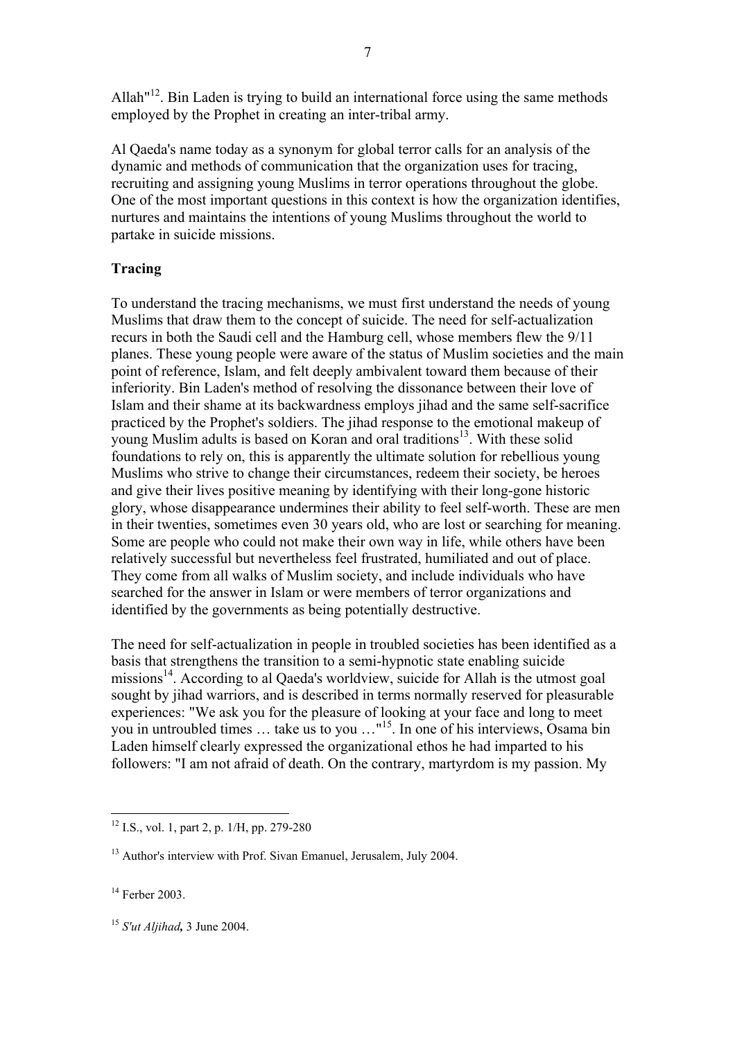Allah"[12]. Bin Laden is trying to build an international force using the same methods employed by the Prophet in creating an inter-tribal army.

Al Qaeda's name today as a synonym for global terror calls for an analysis of the dynamic and methods of communication that the organization uses for tracing, recruiting and assigning young Muslims in terror operations throughout the globe. One of the most important questions in this context is how the organization identifies, nurtures and maintains the intentions of young Muslims throughout the world to partake in suicide missions.

**Tracing**

To understand the tracing mechanisms, we must first understand the needs of young Muslims that draw them to the concept of suicide. The need for self-actualization recurs in both the Saudi cell and the Hamburg cell, whose members flew the 9/11 planes. These young people were aware of the status of Muslim societies and the main point of reference, Islam, and felt deeply ambivalent toward them because of their inferiority. Bin Laden's method of resolving the dissonance between their love of Islam and their shame at its backwardness employs jihad and the same self-sacrifice practiced by the Prophet's soldiers. The jihad response to the emotional makeup of young Muslim adults is based on Koran and oral traditions[13]. With these solid foundations to rely on, this is apparently the ultimate solution for rebellious young Muslims who strive to change their circumstances, redeem their society, be heroes and give their lives positive meaning by identifying with their long-gone historic glory, whose disappearance undermines their ability to feel self-worth. These are men in their twenties, sometimes even 30 years old, who are lost or searching for meaning. Some are people who could not make their own way in life, while others have been relatively successful but nevertheless feel frustrated, humiliated and out of place. They come from all walks of Muslim society, and include individuals who have searched for the answer in Islam or were members of terror organizations and identified by the governments as being potentially destructive.

The need for self-actualization in people in troubled societies has been identified as a basis that strengthens the transition to a semi-hypnotic state enabling suicide missions[14]. According to al Qaeda's worldview, suicide for Allah is the utmost goal sought by jihad warriors, and is described in terms normally reserved for pleasurable experiences: "We ask you for the pleasure of looking at your face and long to meet you in untroubled times … take us to you …"[15]. In one of his interviews, Osama bin Laden himself clearly expressed the organizational ethos he had imparted to his followers: "I am not afraid of death. On the contrary, martyrdom is my passion. My

---

[12] I.S., vol. 1, part 2, p. 1/H, pp. 279-280

[13] Author's interview with Prof. Sivan Emanuel, Jerusalem, July 2004.

[14] Ferber 2003.

[15] *S'ut Aljihad***,** 3 June 2004.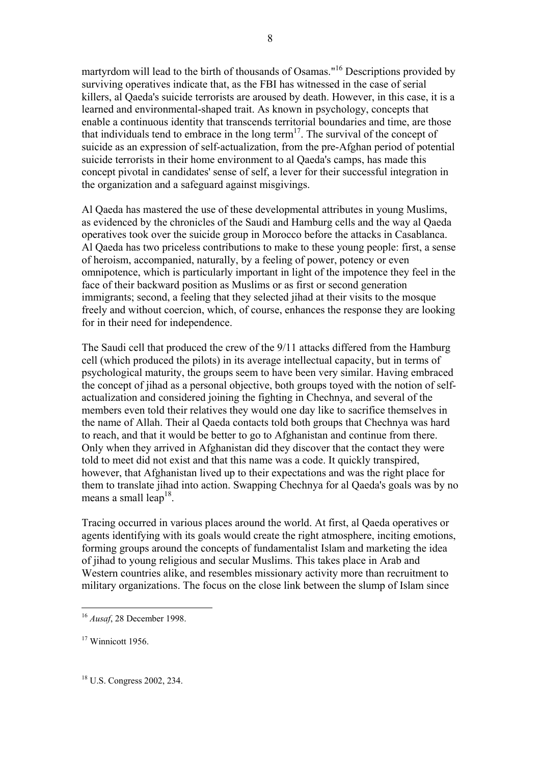martyrdom will lead to the birth of thousands of Osamas."[16] Descriptions provided by surviving operatives indicate that, as the FBI has witnessed in the case of serial killers, al Qaeda's suicide terrorists are aroused by death. However, in this case, it is a learned and environmental-shaped trait. As known in psychology, concepts that enable a continuous identity that transcends territorial boundaries and time, are those that individuals tend to embrace in the long term[17]. The survival of the concept of suicide as an expression of self-actualization, from the pre-Afghan period of potential suicide terrorists in their home environment to al Qaeda's camps, has made this concept pivotal in candidates' sense of self, a lever for their successful integration in the organization and a safeguard against misgivings.

Al Qaeda has mastered the use of these developmental attributes in young Muslims, as evidenced by the chronicles of the Saudi and Hamburg cells and the way al Qaeda operatives took over the suicide group in Morocco before the attacks in Casablanca. Al Qaeda has two priceless contributions to make to these young people: first, a sense of heroism, accompanied, naturally, by a feeling of power, potency or even omnipotence, which is particularly important in light of the impotence they feel in the face of their backward position as Muslims or as first or second generation immigrants; second, a feeling that they selected jihad at their visits to the mosque freely and without coercion, which, of course, enhances the response they are looking for in their need for independence.

The Saudi cell that produced the crew of the 9/11 attacks differed from the Hamburg cell (which produced the pilots) in its average intellectual capacity, but in terms of psychological maturity, the groups seem to have been very similar. Having embraced the concept of jihad as a personal objective, both groups toyed with the notion of self-actualization and considered joining the fighting in Chechnya, and several of the members even told their relatives they would one day like to sacrifice themselves in the name of Allah. Their al Qaeda contacts told both groups that Chechnya was hard to reach, and that it would be better to go to Afghanistan and continue from there. Only when they arrived in Afghanistan did they discover that the contact they were told to meet did not exist and that this name was a code. It quickly transpired, however, that Afghanistan lived up to their expectations and was the right place for them to translate jihad into action. Swapping Chechnya for al Qaeda's goals was by no means a small leap[18].

Tracing occurred in various places around the world. At first, al Qaeda operatives or agents identifying with its goals would create the right atmosphere, inciting emotions, forming groups around the concepts of fundamentalist Islam and marketing the idea of jihad to young religious and secular Muslims. This takes place in Arab and Western countries alike, and resembles missionary activity more than recruitment to military organizations. The focus on the close link between the slump of Islam since

---

[16] *Ausaf*, 28 December 1998.

[17] Winnicott 1956.

[18] U.S. Congress 2002, 234.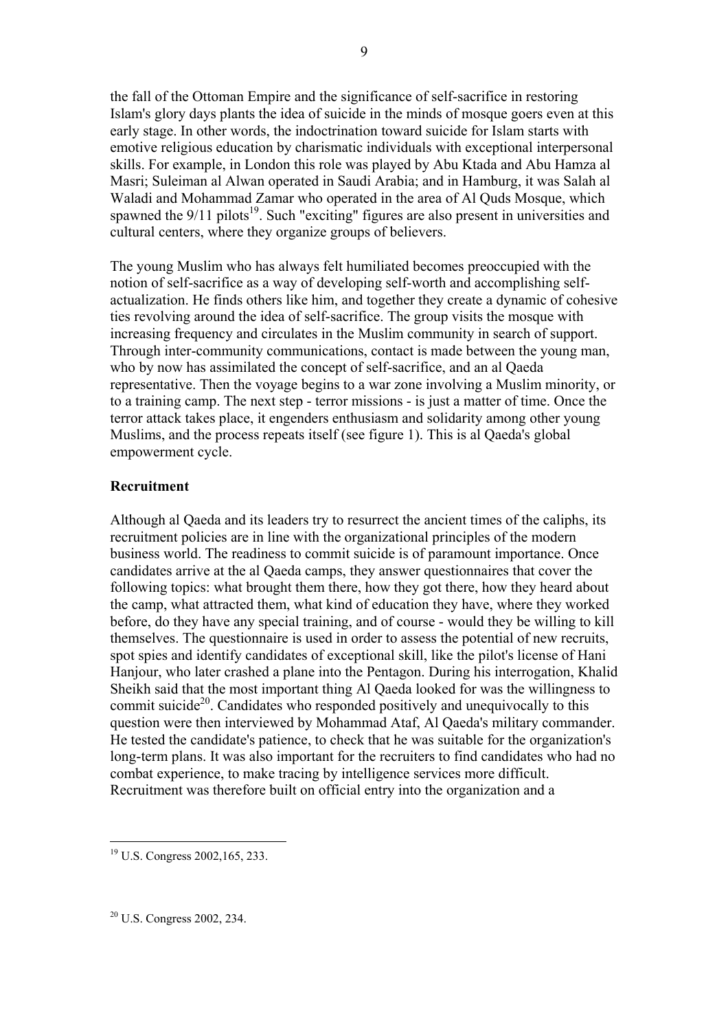the fall of the Ottoman Empire and the significance of self-sacrifice in restoring Islam's glory days plants the idea of suicide in the minds of mosque goers even at this early stage. In other words, the indoctrination toward suicide for Islam starts with emotive religious education by charismatic individuals with exceptional interpersonal skills. For example, in London this role was played by Abu Ktada and Abu Hamza al Masri; Suleiman al Alwan operated in Saudi Arabia; and in Hamburg, it was Salah al Waladi and Mohammad Zamar who operated in the area of Al Quds Mosque, which spawned the 9/11 pilots[19]. Such "exciting" figures are also present in universities and cultural centers, where they organize groups of believers.

The young Muslim who has always felt humiliated becomes preoccupied with the notion of self-sacrifice as a way of developing self-worth and accomplishing self-actualization. He finds others like him, and together they create a dynamic of cohesive ties revolving around the idea of self-sacrifice. The group visits the mosque with increasing frequency and circulates in the Muslim community in search of support. Through inter-community communications, contact is made between the young man, who by now has assimilated the concept of self-sacrifice, and an al Qaeda representative. Then the voyage begins to a war zone involving a Muslim minority, or to a training camp. The next step - terror missions - is just a matter of time. Once the terror attack takes place, it engenders enthusiasm and solidarity among other young Muslims, and the process repeats itself (see figure 1). This is al Qaeda's global empowerment cycle.

**Recruitment**

Although al Qaeda and its leaders try to resurrect the ancient times of the caliphs, its recruitment policies are in line with the organizational principles of the modern business world. The readiness to commit suicide is of paramount importance. Once candidates arrive at the al Qaeda camps, they answer questionnaires that cover the following topics: what brought them there, how they got there, how they heard about the camp, what attracted them, what kind of education they have, where they worked before, do they have any special training, and of course - would they be willing to kill themselves. The questionnaire is used in order to assess the potential of new recruits, spot spies and identify candidates of exceptional skill, like the pilot's license of Hani Hanjour, who later crashed a plane into the Pentagon. During his interrogation, Khalid Sheikh said that the most important thing Al Qaeda looked for was the willingness to commit suicide[20]. Candidates who responded positively and unequivocally to this question were then interviewed by Mohammad Ataf, Al Qaeda's military commander. He tested the candidate's patience, to check that he was suitable for the organization's long-term plans. It was also important for the recruiters to find candidates who had no combat experience, to make tracing by intelligence services more difficult. Recruitment was therefore built on official entry into the organization and a

---

[19] U.S. Congress 2002,165, 233.

[20] U.S. Congress 2002, 234.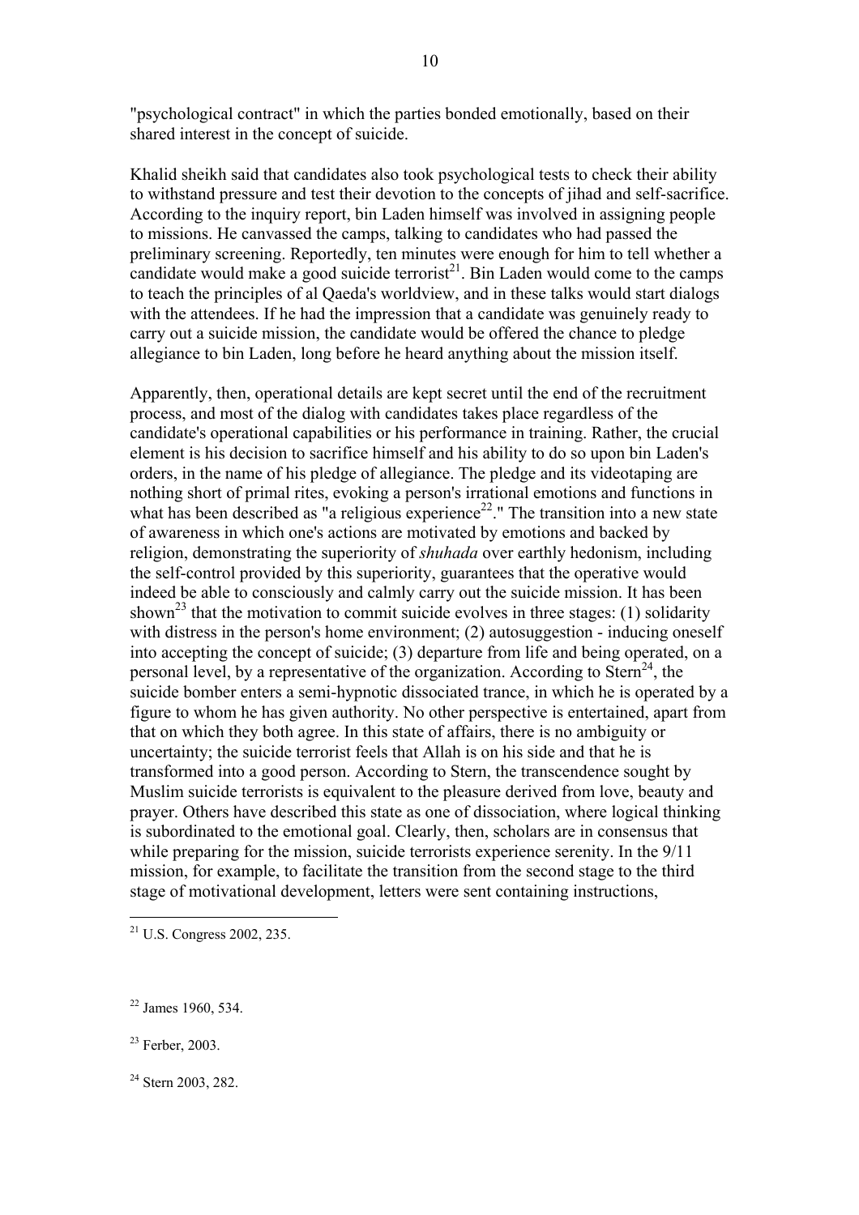"psychological contract" in which the parties bonded emotionally, based on their shared interest in the concept of suicide.

Khalid sheikh said that candidates also took psychological tests to check their ability to withstand pressure and test their devotion to the concepts of jihad and self-sacrifice. According to the inquiry report, bin Laden himself was involved in assigning people to missions. He canvassed the camps, talking to candidates who had passed the preliminary screening. Reportedly, ten minutes were enough for him to tell whether a candidate would make a good suicide terrorist[21]. Bin Laden would come to the camps to teach the principles of al Qaeda's worldview, and in these talks would start dialogs with the attendees. If he had the impression that a candidate was genuinely ready to carry out a suicide mission, the candidate would be offered the chance to pledge allegiance to bin Laden, long before he heard anything about the mission itself.

Apparently, then, operational details are kept secret until the end of the recruitment process, and most of the dialog with candidates takes place regardless of the candidate's operational capabilities or his performance in training. Rather, the crucial element is his decision to sacrifice himself and his ability to do so upon bin Laden's orders, in the name of his pledge of allegiance. The pledge and its videotaping are nothing short of primal rites, evoking a person's irrational emotions and functions in what has been described as "a religious experience[22]." The transition into a new state of awareness in which one's actions are motivated by emotions and backed by religion, demonstrating the superiority of *shuhada* over earthly hedonism, including the self-control provided by this superiority, guarantees that the operative would indeed be able to consciously and calmly carry out the suicide mission. It has been shown[23] that the motivation to commit suicide evolves in three stages: (1) solidarity with distress in the person's home environment; (2) autosuggestion - inducing oneself into accepting the concept of suicide; (3) departure from life and being operated, on a personal level, by a representative of the organization. According to Stern[24], the suicide bomber enters a semi-hypnotic dissociated trance, in which he is operated by a figure to whom he has given authority. No other perspective is entertained, apart from that on which they both agree. In this state of affairs, there is no ambiguity or uncertainty; the suicide terrorist feels that Allah is on his side and that he is transformed into a good person. According to Stern, the transcendence sought by Muslim suicide terrorists is equivalent to the pleasure derived from love, beauty and prayer. Others have described this state as one of dissociation, where logical thinking is subordinated to the emotional goal. Clearly, then, scholars are in consensus that while preparing for the mission, suicide terrorists experience serenity. In the 9/11 mission, for example, to facilitate the transition from the second stage to the third stage of motivational development, letters were sent containing instructions,

---

[21] U.S. Congress 2002, 235.

[22] James 1960, 534.

[23] Ferber, 2003.

[24] Stern 2003, 282.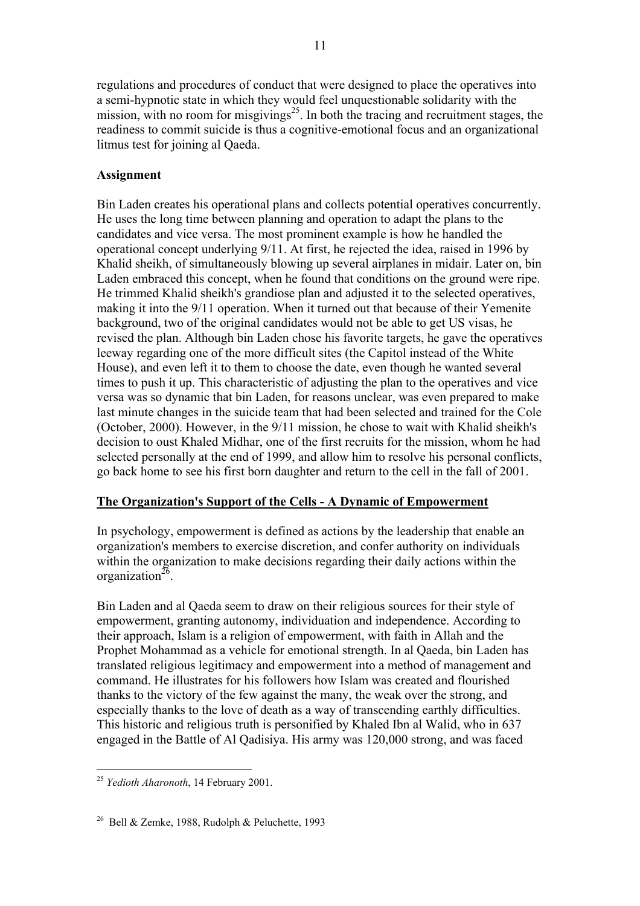regulations and procedures of conduct that were designed to place the operatives into a semi-hypnotic state in which they would feel unquestionable solidarity with the mission, with no room for misgivings[25]. In both the tracing and recruitment stages, the readiness to commit suicide is thus a cognitive-emotional focus and an organizational litmus test for joining al Qaeda.

**Assignment**

Bin Laden creates his operational plans and collects potential operatives concurrently. He uses the long time between planning and operation to adapt the plans to the candidates and vice versa. The most prominent example is how he handled the operational concept underlying 9/11. At first, he rejected the idea, raised in 1996 by Khalid sheikh, of simultaneously blowing up several airplanes in midair. Later on, bin Laden embraced this concept, when he found that conditions on the ground were ripe. He trimmed Khalid sheikh's grandiose plan and adjusted it to the selected operatives, making it into the 9/11 operation. When it turned out that because of their Yemenite background, two of the original candidates would not be able to get US visas, he revised the plan. Although bin Laden chose his favorite targets, he gave the operatives leeway regarding one of the more difficult sites (the Capitol instead of the White House), and even left it to them to choose the date, even though he wanted several times to push it up. This characteristic of adjusting the plan to the operatives and vice versa was so dynamic that bin Laden, for reasons unclear, was even prepared to make last minute changes in the suicide team that had been selected and trained for the Cole (October, 2000). However, in the 9/11 mission, he chose to wait with Khalid sheikh's decision to oust Khaled Midhar, one of the first recruits for the mission, whom he had selected personally at the end of 1999, and allow him to resolve his personal conflicts, go back home to see his first born daughter and return to the cell in the fall of 2001.

## The Organization's Support of the Cells - A Dynamic of Empowerment

In psychology, empowerment is defined as actions by the leadership that enable an organization's members to exercise discretion, and confer authority on individuals within the organization to make decisions regarding their daily actions within the organization[26].

Bin Laden and al Qaeda seem to draw on their religious sources for their style of empowerment, granting autonomy, individuation and independence. According to their approach, Islam is a religion of empowerment, with faith in Allah and the Prophet Mohammad as a vehicle for emotional strength. In al Qaeda, bin Laden has translated religious legitimacy and empowerment into a method of management and command. He illustrates for his followers how Islam was created and flourished thanks to the victory of the few against the many, the weak over the strong, and especially thanks to the love of death as a way of transcending earthly difficulties. This historic and religious truth is personified by Khaled Ibn al Walid, who in 637 engaged in the Battle of Al Qadisiya. His army was 120,000 strong, and was faced

---

[25] *Yedioth Aharonoth*, 14 February 2001.

[26] Bell & Zemke, 1988, Rudolph & Peluchette, 1993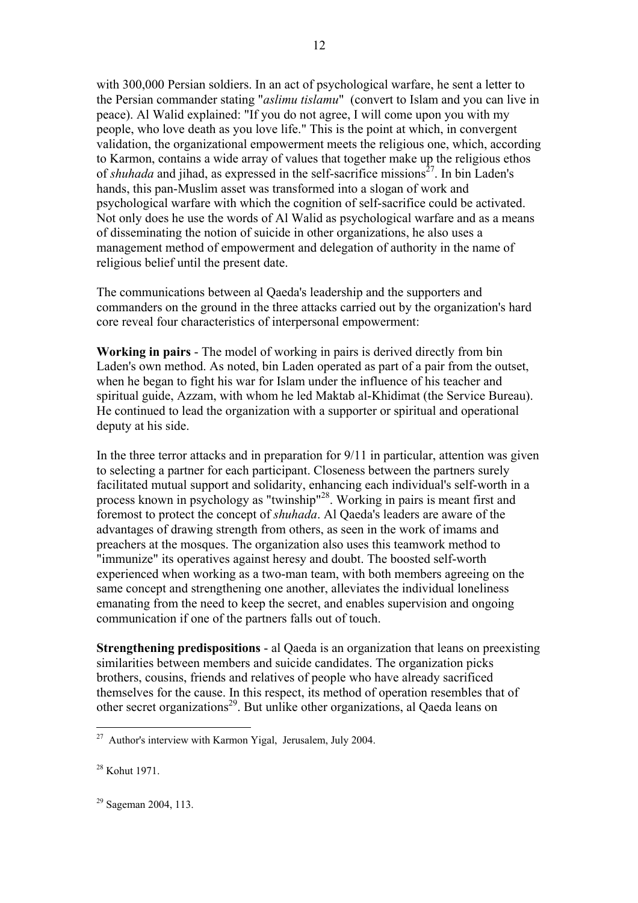with 300,000 Persian soldiers. In an act of psychological warfare, he sent a letter to the Persian commander stating "*aslimu tislamu*" (convert to Islam and you can live in peace). Al Walid explained: "If you do not agree, I will come upon you with my people, who love death as you love life." This is the point at which, in convergent validation, the organizational empowerment meets the religious one, which, according to Karmon, contains a wide array of values that together make up the religious ethos of *shuhada* and jihad, as expressed in the self-sacrifice missions[27]. In bin Laden's hands, this pan-Muslim asset was transformed into a slogan of work and psychological warfare with which the cognition of self-sacrifice could be activated. Not only does he use the words of Al Walid as psychological warfare and as a means of disseminating the notion of suicide in other organizations, he also uses a management method of empowerment and delegation of authority in the name of religious belief until the present date.

The communications between al Qaeda's leadership and the supporters and commanders on the ground in the three attacks carried out by the organization's hard core reveal four characteristics of interpersonal empowerment:

**Working in pairs** - The model of working in pairs is derived directly from bin Laden's own method. As noted, bin Laden operated as part of a pair from the outset, when he began to fight his war for Islam under the influence of his teacher and spiritual guide, Azzam, with whom he led Maktab al-Khidimat (the Service Bureau). He continued to lead the organization with a supporter or spiritual and operational deputy at his side.

In the three terror attacks and in preparation for 9/11 in particular, attention was given to selecting a partner for each participant. Closeness between the partners surely facilitated mutual support and solidarity, enhancing each individual's self-worth in a process known in psychology as "twinship"[28]. Working in pairs is meant first and foremost to protect the concept of *shuhada*. Al Qaeda's leaders are aware of the advantages of drawing strength from others, as seen in the work of imams and preachers at the mosques. The organization also uses this teamwork method to "immunize" its operatives against heresy and doubt. The boosted self-worth experienced when working as a two-man team, with both members agreeing on the same concept and strengthening one another, alleviates the individual loneliness emanating from the need to keep the secret, and enables supervision and ongoing communication if one of the partners falls out of touch.

**Strengthening predispositions** - al Qaeda is an organization that leans on preexisting similarities between members and suicide candidates. The organization picks brothers, cousins, friends and relatives of people who have already sacrificed themselves for the cause. In this respect, its method of operation resembles that of other secret organizations[29]. But unlike other organizations, al Qaeda leans on

---

[27] Author's interview with Karmon Yigal, Jerusalem, July 2004.

[28] Kohut 1971.

[29] Sageman 2004, 113.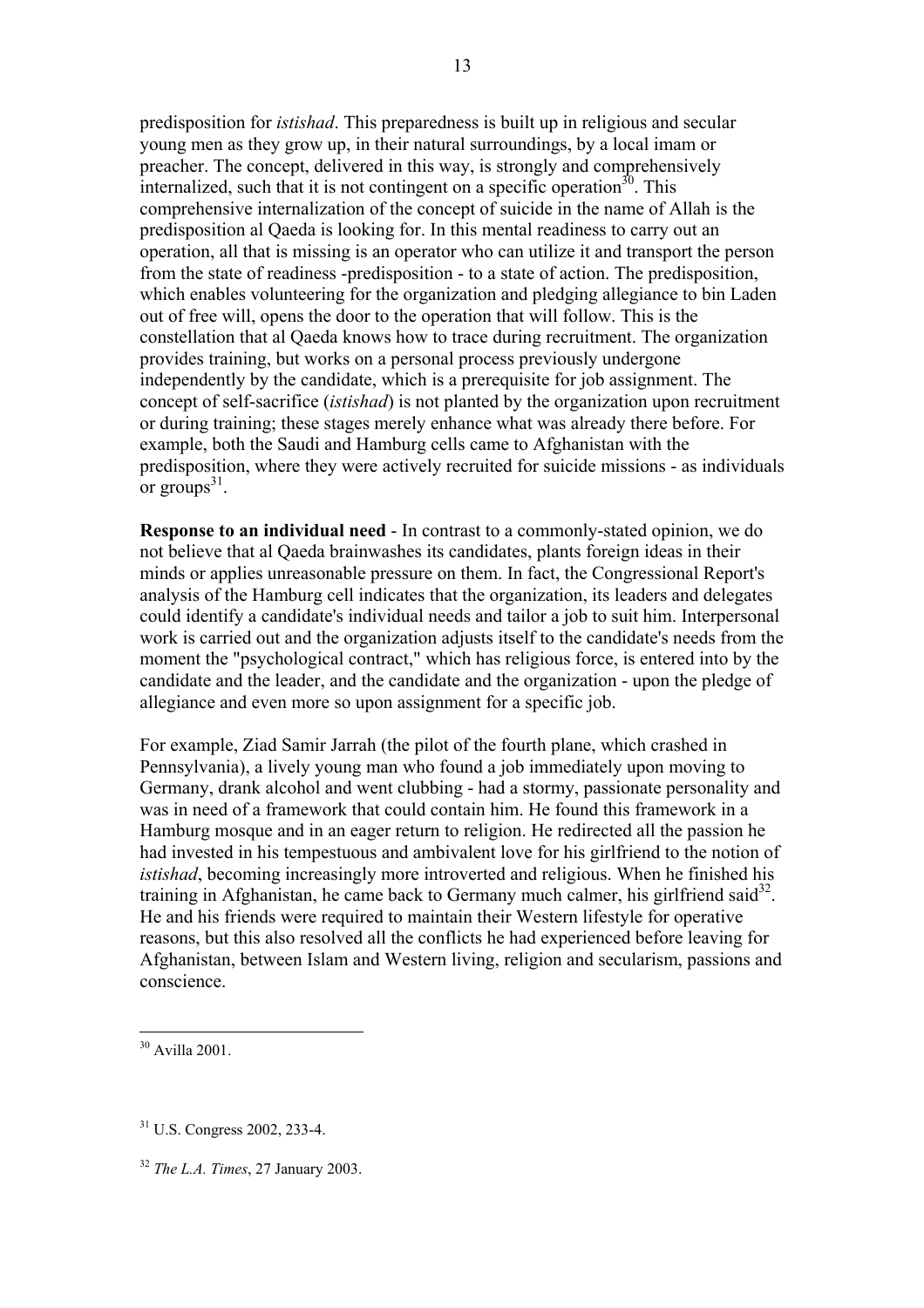predisposition for *istishad*. This preparedness is built up in religious and secular young men as they grow up, in their natural surroundings, by a local imam or preacher. The concept, delivered in this way, is strongly and comprehensively internalized, such that it is not contingent on a specific operation[30]. This comprehensive internalization of the concept of suicide in the name of Allah is the predisposition al Qaeda is looking for. In this mental readiness to carry out an operation, all that is missing is an operator who can utilize it and transport the person from the state of readiness -predisposition - to a state of action. The predisposition, which enables volunteering for the organization and pledging allegiance to bin Laden out of free will, opens the door to the operation that will follow. This is the constellation that al Qaeda knows how to trace during recruitment. The organization provides training, but works on a personal process previously undergone independently by the candidate, which is a prerequisite for job assignment. The concept of self-sacrifice (*istishad*) is not planted by the organization upon recruitment or during training; these stages merely enhance what was already there before. For example, both the Saudi and Hamburg cells came to Afghanistan with the predisposition, where they were actively recruited for suicide missions - as individuals or groups[31].

**Response to an individual need** - In contrast to a commonly-stated opinion, we do not believe that al Qaeda brainwashes its candidates, plants foreign ideas in their minds or applies unreasonable pressure on them. In fact, the Congressional Report's analysis of the Hamburg cell indicates that the organization, its leaders and delegates could identify a candidate's individual needs and tailor a job to suit him. Interpersonal work is carried out and the organization adjusts itself to the candidate's needs from the moment the "psychological contract," which has religious force, is entered into by the candidate and the leader, and the candidate and the organization - upon the pledge of allegiance and even more so upon assignment for a specific job.

For example, Ziad Samir Jarrah (the pilot of the fourth plane, which crashed in Pennsylvania), a lively young man who found a job immediately upon moving to Germany, drank alcohol and went clubbing - had a stormy, passionate personality and was in need of a framework that could contain him. He found this framework in a Hamburg mosque and in an eager return to religion. He redirected all the passion he had invested in his tempestuous and ambivalent love for his girlfriend to the notion of *istishad*, becoming increasingly more introverted and religious. When he finished his training in Afghanistan, he came back to Germany much calmer, his girlfriend said[32]. He and his friends were required to maintain their Western lifestyle for operative reasons, but this also resolved all the conflicts he had experienced before leaving for Afghanistan, between Islam and Western living, religion and secularism, passions and conscience.

---

[30] Avilla 2001.

[31] U.S. Congress 2002, 233-4.

[32] *The L.A. Times*, 27 January 2003.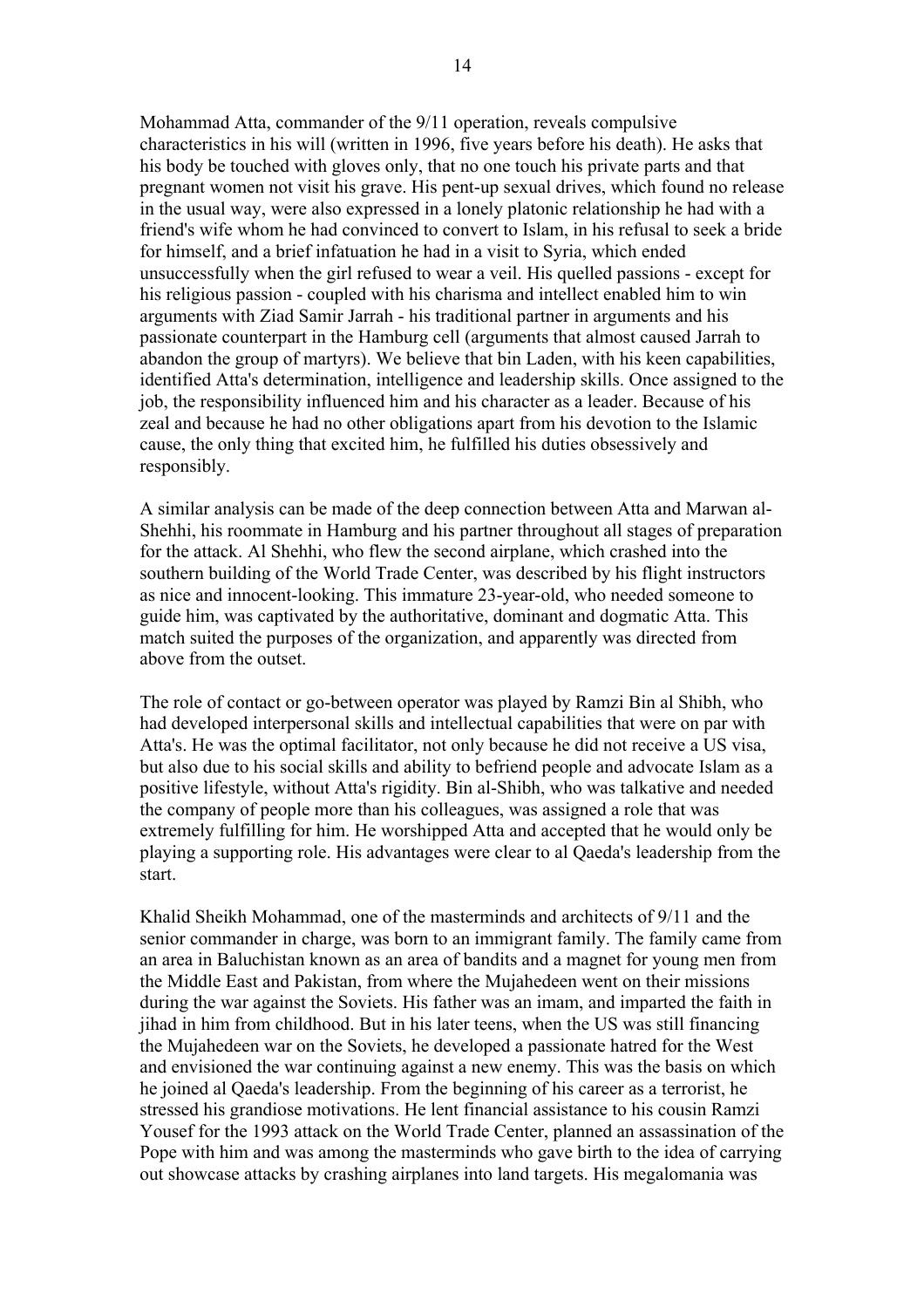Mohammad Atta, commander of the 9/11 operation, reveals compulsive characteristics in his will (written in 1996, five years before his death). He asks that his body be touched with gloves only, that no one touch his private parts and that pregnant women not visit his grave. His pent-up sexual drives, which found no release in the usual way, were also expressed in a lonely platonic relationship he had with a friend's wife whom he had convinced to convert to Islam, in his refusal to seek a bride for himself, and a brief infatuation he had in a visit to Syria, which ended unsuccessfully when the girl refused to wear a veil. His quelled passions - except for his religious passion - coupled with his charisma and intellect enabled him to win arguments with Ziad Samir Jarrah - his traditional partner in arguments and his passionate counterpart in the Hamburg cell (arguments that almost caused Jarrah to abandon the group of martyrs). We believe that bin Laden, with his keen capabilities, identified Atta's determination, intelligence and leadership skills. Once assigned to the job, the responsibility influenced him and his character as a leader. Because of his zeal and because he had no other obligations apart from his devotion to the Islamic cause, the only thing that excited him, he fulfilled his duties obsessively and responsibly.

A similar analysis can be made of the deep connection between Atta and Marwan al-Shehhi, his roommate in Hamburg and his partner throughout all stages of preparation for the attack. Al Shehhi, who flew the second airplane, which crashed into the southern building of the World Trade Center, was described by his flight instructors as nice and innocent-looking. This immature 23-year-old, who needed someone to guide him, was captivated by the authoritative, dominant and dogmatic Atta. This match suited the purposes of the organization, and apparently was directed from above from the outset.

The role of contact or go-between operator was played by Ramzi Bin al Shibh, who had developed interpersonal skills and intellectual capabilities that were on par with Atta's. He was the optimal facilitator, not only because he did not receive a US visa, but also due to his social skills and ability to befriend people and advocate Islam as a positive lifestyle, without Atta's rigidity. Bin al-Shibh, who was talkative and needed the company of people more than his colleagues, was assigned a role that was extremely fulfilling for him. He worshipped Atta and accepted that he would only be playing a supporting role. His advantages were clear to al Qaeda's leadership from the start.

Khalid Sheikh Mohammad, one of the masterminds and architects of 9/11 and the senior commander in charge, was born to an immigrant family. The family came from an area in Baluchistan known as an area of bandits and a magnet for young men from the Middle East and Pakistan, from where the Mujahedeen went on their missions during the war against the Soviets. His father was an imam, and imparted the faith in jihad in him from childhood. But in his later teens, when the US was still financing the Mujahedeen war on the Soviets, he developed a passionate hatred for the West and envisioned the war continuing against a new enemy. This was the basis on which he joined al Qaeda's leadership. From the beginning of his career as a terrorist, he stressed his grandiose motivations. He lent financial assistance to his cousin Ramzi Yousef for the 1993 attack on the World Trade Center, planned an assassination of the Pope with him and was among the masterminds who gave birth to the idea of carrying out showcase attacks by crashing airplanes into land targets. His megalomania was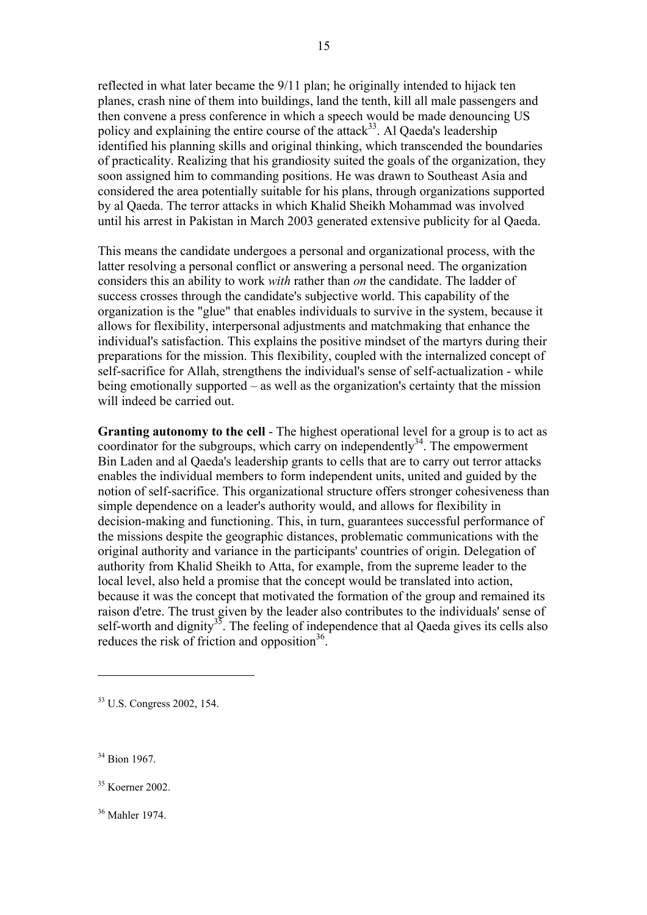reflected in what later became the 9/11 plan; he originally intended to hijack ten planes, crash nine of them into buildings, land the tenth, kill all male passengers and then convene a press conference in which a speech would be made denouncing US policy and explaining the entire course of the attack[33]. Al Qaeda's leadership identified his planning skills and original thinking, which transcended the boundaries of practicality. Realizing that his grandiosity suited the goals of the organization, they soon assigned him to commanding positions. He was drawn to Southeast Asia and considered the area potentially suitable for his plans, through organizations supported by al Qaeda. The terror attacks in which Khalid Sheikh Mohammad was involved until his arrest in Pakistan in March 2003 generated extensive publicity for al Qaeda.

This means the candidate undergoes a personal and organizational process, with the latter resolving a personal conflict or answering a personal need. The organization considers this an ability to work *with* rather than *on* the candidate. The ladder of success crosses through the candidate's subjective world. This capability of the organization is the "glue" that enables individuals to survive in the system, because it allows for flexibility, interpersonal adjustments and matchmaking that enhance the individual's satisfaction. This explains the positive mindset of the martyrs during their preparations for the mission. This flexibility, coupled with the internalized concept of self-sacrifice for Allah, strengthens the individual's sense of self-actualization - while being emotionally supported – as well as the organization's certainty that the mission will indeed be carried out.

**Granting autonomy to the cell** - The highest operational level for a group is to act as coordinator for the subgroups, which carry on independently[34]. The empowerment Bin Laden and al Qaeda's leadership grants to cells that are to carry out terror attacks enables the individual members to form independent units, united and guided by the notion of self-sacrifice. This organizational structure offers stronger cohesiveness than simple dependence on a leader's authority would, and allows for flexibility in decision-making and functioning. This, in turn, guarantees successful performance of the missions despite the geographic distances, problematic communications with the original authority and variance in the participants' countries of origin. Delegation of authority from Khalid Sheikh to Atta, for example, from the supreme leader to the local level, also held a promise that the concept would be translated into action, because it was the concept that motivated the formation of the group and remained its raison d'etre. The trust given by the leader also contributes to the individuals' sense of self-worth and dignity[35]. The feeling of independence that al Qaeda gives its cells also reduces the risk of friction and opposition[36].

---

[33] U.S. Congress 2002, 154.

[34] Bion 1967.

[35] Koerner 2002.

[36] Mahler 1974.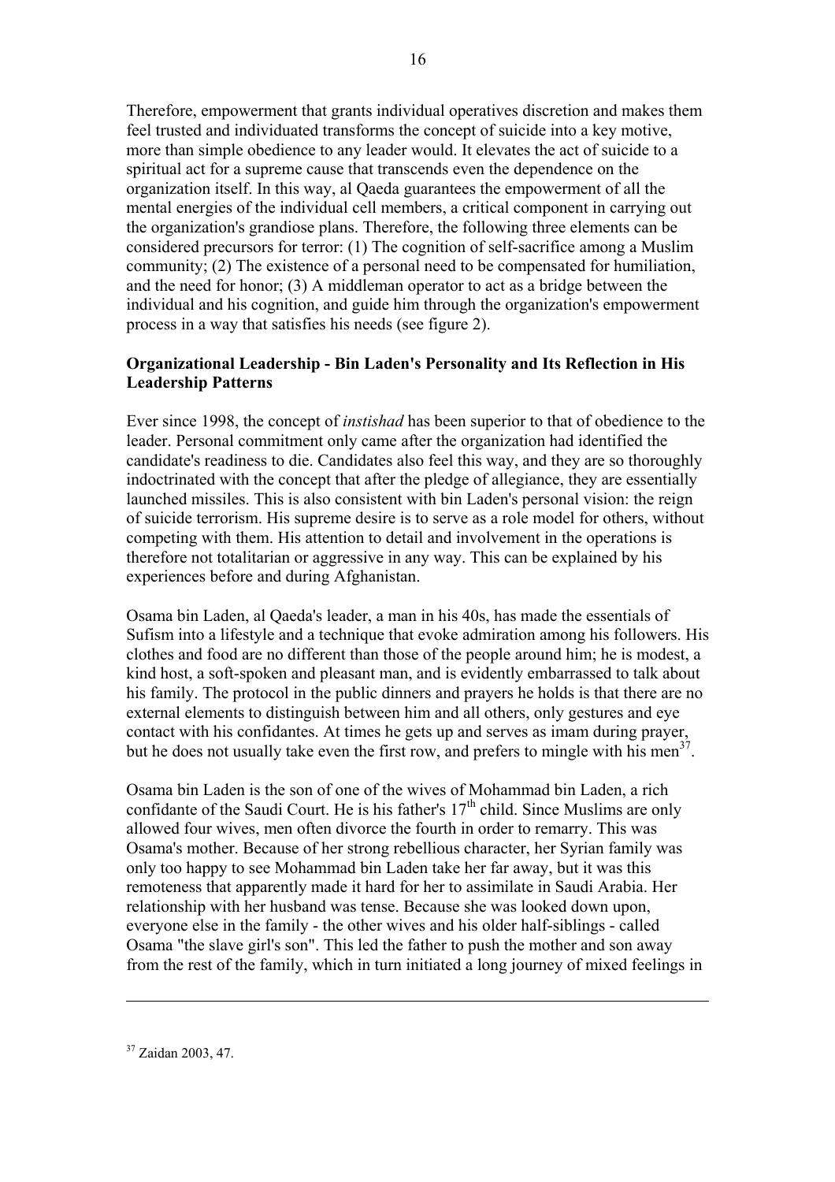Therefore, empowerment that grants individual operatives discretion and makes them feel trusted and individuated transforms the concept of suicide into a key motive, more than simple obedience to any leader would. It elevates the act of suicide to a spiritual act for a supreme cause that transcends even the dependence on the organization itself. In this way, al Qaeda guarantees the empowerment of all the mental energies of the individual cell members, a critical component in carrying out the organization's grandiose plans. Therefore, the following three elements can be considered precursors for terror: (1) The cognition of self-sacrifice among a Muslim community; (2) The existence of a personal need to be compensated for humiliation, and the need for honor; (3) A middleman operator to act as a bridge between the individual and his cognition, and guide him through the organization's empowerment process in a way that satisfies his needs (see figure 2).

**Organizational Leadership - Bin Laden's Personality and Its Reflection in His Leadership Patterns**

Ever since 1998, the concept of *instishad* has been superior to that of obedience to the leader. Personal commitment only came after the organization had identified the candidate's readiness to die. Candidates also feel this way, and they are so thoroughly indoctrinated with the concept that after the pledge of allegiance, they are essentially launched missiles. This is also consistent with bin Laden's personal vision: the reign of suicide terrorism. His supreme desire is to serve as a role model for others, without competing with them. His attention to detail and involvement in the operations is therefore not totalitarian or aggressive in any way. This can be explained by his experiences before and during Afghanistan.

Osama bin Laden, al Qaeda's leader, a man in his 40s, has made the essentials of Sufism into a lifestyle and a technique that evoke admiration among his followers. His clothes and food are no different than those of the people around him; he is modest, a kind host, a soft-spoken and pleasant man, and is evidently embarrassed to talk about his family. The protocol in the public dinners and prayers he holds is that there are no external elements to distinguish between him and all others, only gestures and eye contact with his confidantes. At times he gets up and serves as imam during prayer, but he does not usually take even the first row, and prefers to mingle with his men[37].

Osama bin Laden is the son of one of the wives of Mohammad bin Laden, a rich confidante of the Saudi Court. He is his father's 17th child. Since Muslims are only allowed four wives, men often divorce the fourth in order to remarry. This was Osama's mother. Because of her strong rebellious character, her Syrian family was only too happy to see Mohammad bin Laden take her far away, but it was this remoteness that apparently made it hard for her to assimilate in Saudi Arabia. Her relationship with her husband was tense. Because she was looked down upon, everyone else in the family - the other wives and his older half-siblings - called Osama "the slave girl's son". This led the father to push the mother and son away from the rest of the family, which in turn initiated a long journey of mixed feelings in

[37] Zaidan 2003, 47.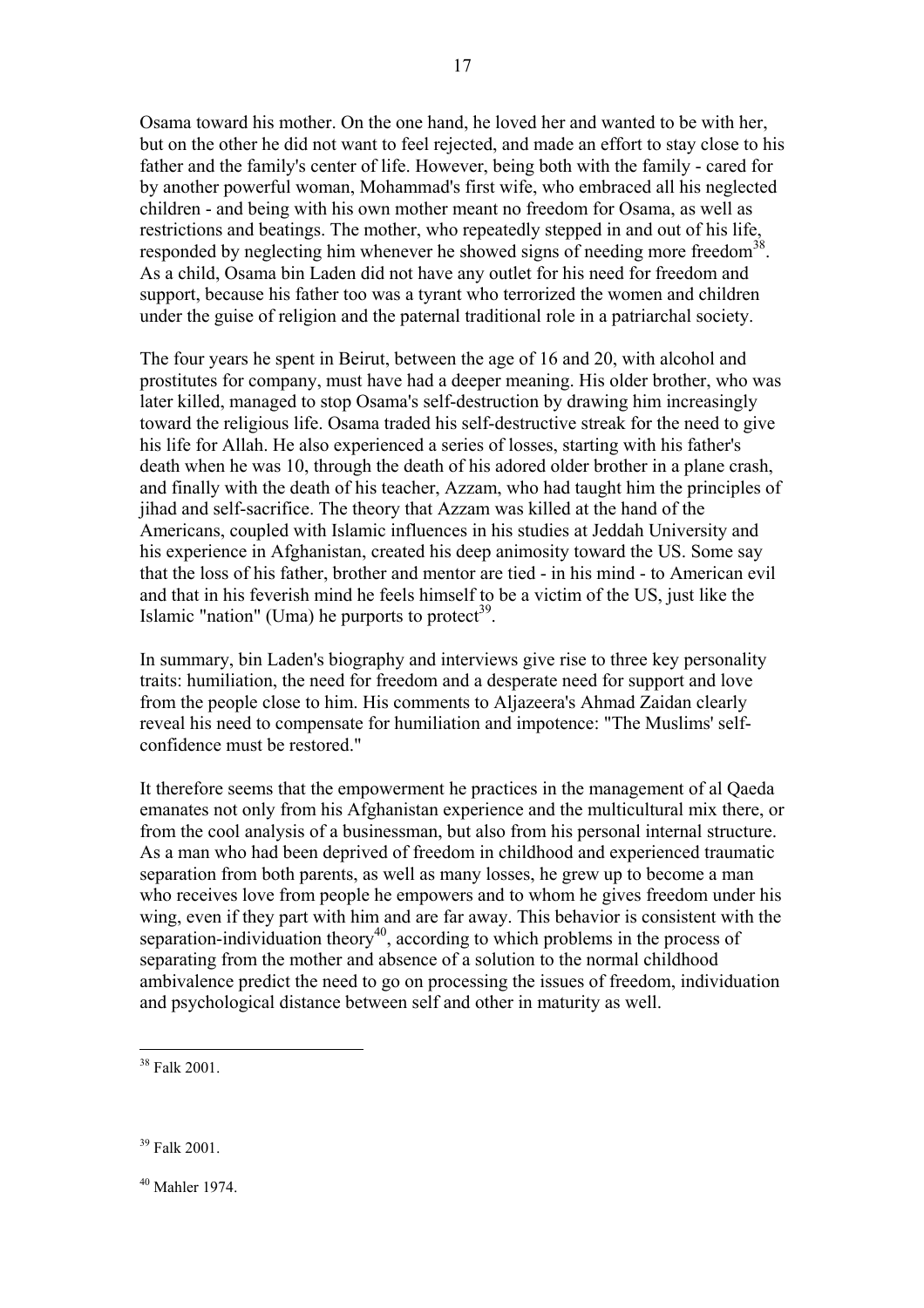Osama toward his mother. On the one hand, he loved her and wanted to be with her, but on the other he did not want to feel rejected, and made an effort to stay close to his father and the family's center of life. However, being both with the family - cared for by another powerful woman, Mohammad's first wife, who embraced all his neglected children - and being with his own mother meant no freedom for Osama, as well as restrictions and beatings. The mother, who repeatedly stepped in and out of his life, responded by neglecting him whenever he showed signs of needing more freedom[38]. As a child, Osama bin Laden did not have any outlet for his need for freedom and support, because his father too was a tyrant who terrorized the women and children under the guise of religion and the paternal traditional role in a patriarchal society.

The four years he spent in Beirut, between the age of 16 and 20, with alcohol and prostitutes for company, must have had a deeper meaning. His older brother, who was later killed, managed to stop Osama's self-destruction by drawing him increasingly toward the religious life. Osama traded his self-destructive streak for the need to give his life for Allah. He also experienced a series of losses, starting with his father's death when he was 10, through the death of his adored older brother in a plane crash, and finally with the death of his teacher, Azzam, who had taught him the principles of jihad and self-sacrifice. The theory that Azzam was killed at the hand of the Americans, coupled with Islamic influences in his studies at Jeddah University and his experience in Afghanistan, created his deep animosity toward the US. Some say that the loss of his father, brother and mentor are tied - in his mind - to American evil and that in his feverish mind he feels himself to be a victim of the US, just like the Islamic "nation" (Uma) he purports to protect[39].

In summary, bin Laden's biography and interviews give rise to three key personality traits: humiliation, the need for freedom and a desperate need for support and love from the people close to him. His comments to Aljazeera's Ahmad Zaidan clearly reveal his need to compensate for humiliation and impotence: "The Muslims' self-confidence must be restored."

It therefore seems that the empowerment he practices in the management of al Qaeda emanates not only from his Afghanistan experience and the multicultural mix there, or from the cool analysis of a businessman, but also from his personal internal structure. As a man who had been deprived of freedom in childhood and experienced traumatic separation from both parents, as well as many losses, he grew up to become a man who receives love from people he empowers and to whom he gives freedom under his wing, even if they part with him and are far away. This behavior is consistent with the separation-individuation theory[40], according to which problems in the process of separating from the mother and absence of a solution to the normal childhood ambivalence predict the need to go on processing the issues of freedom, individuation and psychological distance between self and other in maturity as well.

---

[38] Falk 2001.

[39] Falk 2001.

[40] Mahler 1974.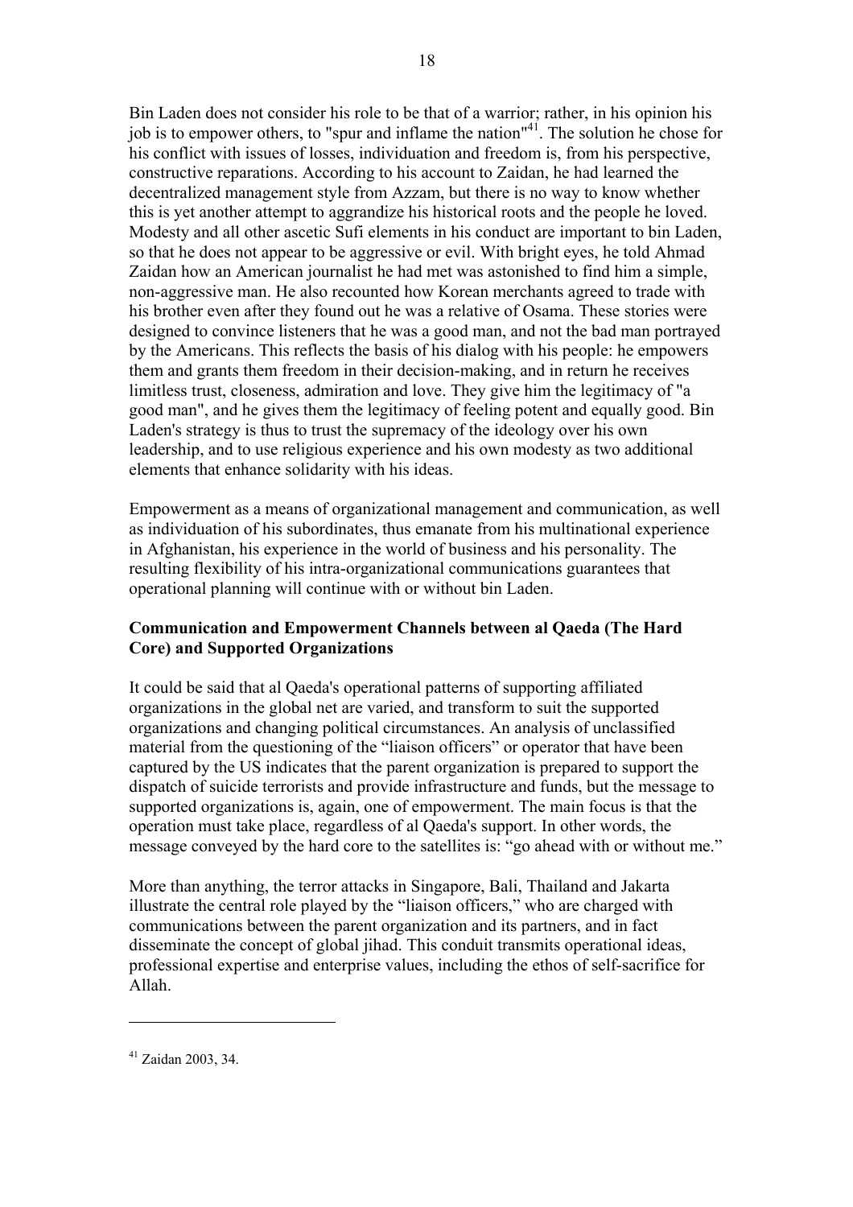Bin Laden does not consider his role to be that of a warrior; rather, in his opinion his job is to empower others, to "spur and inflame the nation"[41]. The solution he chose for his conflict with issues of losses, individuation and freedom is, from his perspective, constructive reparations. According to his account to Zaidan, he had learned the decentralized management style from Azzam, but there is no way to know whether this is yet another attempt to aggrandize his historical roots and the people he loved. Modesty and all other ascetic Sufi elements in his conduct are important to bin Laden, so that he does not appear to be aggressive or evil. With bright eyes, he told Ahmad Zaidan how an American journalist he had met was astonished to find him a simple, non-aggressive man. He also recounted how Korean merchants agreed to trade with his brother even after they found out he was a relative of Osama. These stories were designed to convince listeners that he was a good man, and not the bad man portrayed by the Americans. This reflects the basis of his dialog with his people: he empowers them and grants them freedom in their decision-making, and in return he receives limitless trust, closeness, admiration and love. They give him the legitimacy of "a good man", and he gives them the legitimacy of feeling potent and equally good. Bin Laden's strategy is thus to trust the supremacy of the ideology over his own leadership, and to use religious experience and his own modesty as two additional elements that enhance solidarity with his ideas.

Empowerment as a means of organizational management and communication, as well as individuation of his subordinates, thus emanate from his multinational experience in Afghanistan, his experience in the world of business and his personality. The resulting flexibility of his intra-organizational communications guarantees that operational planning will continue with or without bin Laden.

**Communication and Empowerment Channels between al Qaeda (The Hard Core) and Supported Organizations**

It could be said that al Qaeda's operational patterns of supporting affiliated organizations in the global net are varied, and transform to suit the supported organizations and changing political circumstances. An analysis of unclassified material from the questioning of the "liaison officers" or operator that have been captured by the US indicates that the parent organization is prepared to support the dispatch of suicide terrorists and provide infrastructure and funds, but the message to supported organizations is, again, one of empowerment. The main focus is that the operation must take place, regardless of al Qaeda's support. In other words, the message conveyed by the hard core to the satellites is: "go ahead with or without me."

More than anything, the terror attacks in Singapore, Bali, Thailand and Jakarta illustrate the central role played by the "liaison officers," who are charged with communications between the parent organization and its partners, and in fact disseminate the concept of global jihad. This conduit transmits operational ideas, professional expertise and enterprise values, including the ethos of self-sacrifice for Allah.

---

[41] Zaidan 2003, 34.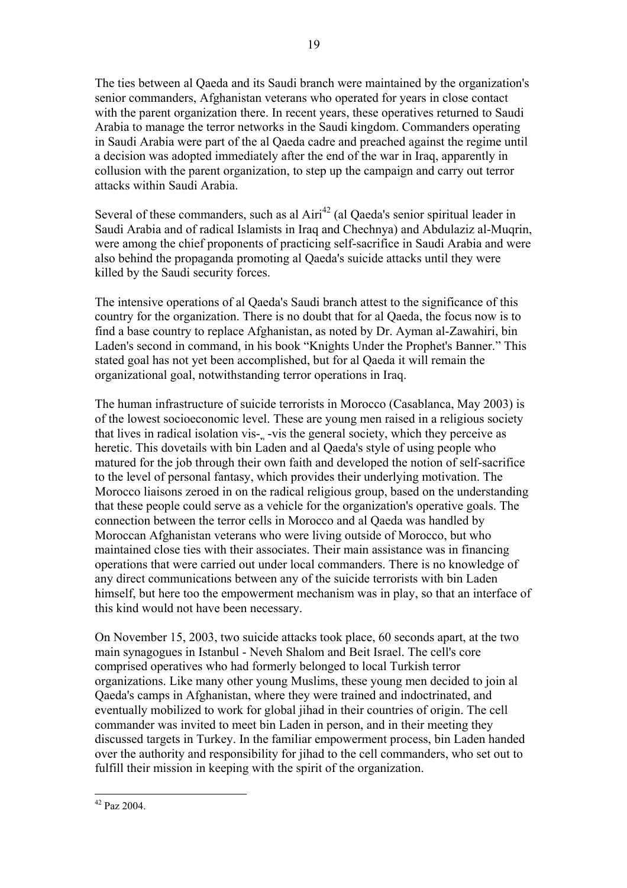The ties between al Qaeda and its Saudi branch were maintained by the organization's senior commanders, Afghanistan veterans who operated for years in close contact with the parent organization there. In recent years, these operatives returned to Saudi Arabia to manage the terror networks in the Saudi kingdom. Commanders operating in Saudi Arabia were part of the al Qaeda cadre and preached against the regime until a decision was adopted immediately after the end of the war in Iraq, apparently in collusion with the parent organization, to step up the campaign and carry out terror attacks within Saudi Arabia.

Several of these commanders, such as al Airi[42] (al Qaeda's senior spiritual leader in Saudi Arabia and of radical Islamists in Iraq and Chechnya) and Abdulaziz al-Muqrin, were among the chief proponents of practicing self-sacrifice in Saudi Arabia and were also behind the propaganda promoting al Qaeda's suicide attacks until they were killed by the Saudi security forces.

The intensive operations of al Qaeda's Saudi branch attest to the significance of this country for the organization. There is no doubt that for al Qaeda, the focus now is to find a base country to replace Afghanistan, as noted by Dr. Ayman al-Zawahiri, bin Laden's second in command, in his book "Knights Under the Prophet's Banner." This stated goal has not yet been accomplished, but for al Qaeda it will remain the organizational goal, notwithstanding terror operations in Iraq.

The human infrastructure of suicide terrorists in Morocco (Casablanca, May 2003) is of the lowest socioeconomic level. These are young men raised in a religious society that lives in radical isolation vis-à-vis the general society, which they perceive as heretic. This dovetails with bin Laden and al Qaeda's style of using people who matured for the job through their own faith and developed the notion of self-sacrifice to the level of personal fantasy, which provides their underlying motivation. The Morocco liaisons zeroed in on the radical religious group, based on the understanding that these people could serve as a vehicle for the organization's operative goals. The connection between the terror cells in Morocco and al Qaeda was handled by Moroccan Afghanistan veterans who were living outside of Morocco, but who maintained close ties with their associates. Their main assistance was in financing operations that were carried out under local commanders. There is no knowledge of any direct communications between any of the suicide terrorists with bin Laden himself, but here too the empowerment mechanism was in play, so that an interface of this kind would not have been necessary.

On November 15, 2003, two suicide attacks took place, 60 seconds apart, at the two main synagogues in Istanbul - Neveh Shalom and Beit Israel. The cell's core comprised operatives who had formerly belonged to local Turkish terror organizations. Like many other young Muslims, these young men decided to join al Qaeda's camps in Afghanistan, where they were trained and indoctrinated, and eventually mobilized to work for global jihad in their countries of origin. The cell commander was invited to meet bin Laden in person, and in their meeting they discussed targets in Turkey. In the familiar empowerment process, bin Laden handed over the authority and responsibility for jihad to the cell commanders, who set out to fulfill their mission in keeping with the spirit of the organization.

---

[42] Paz 2004.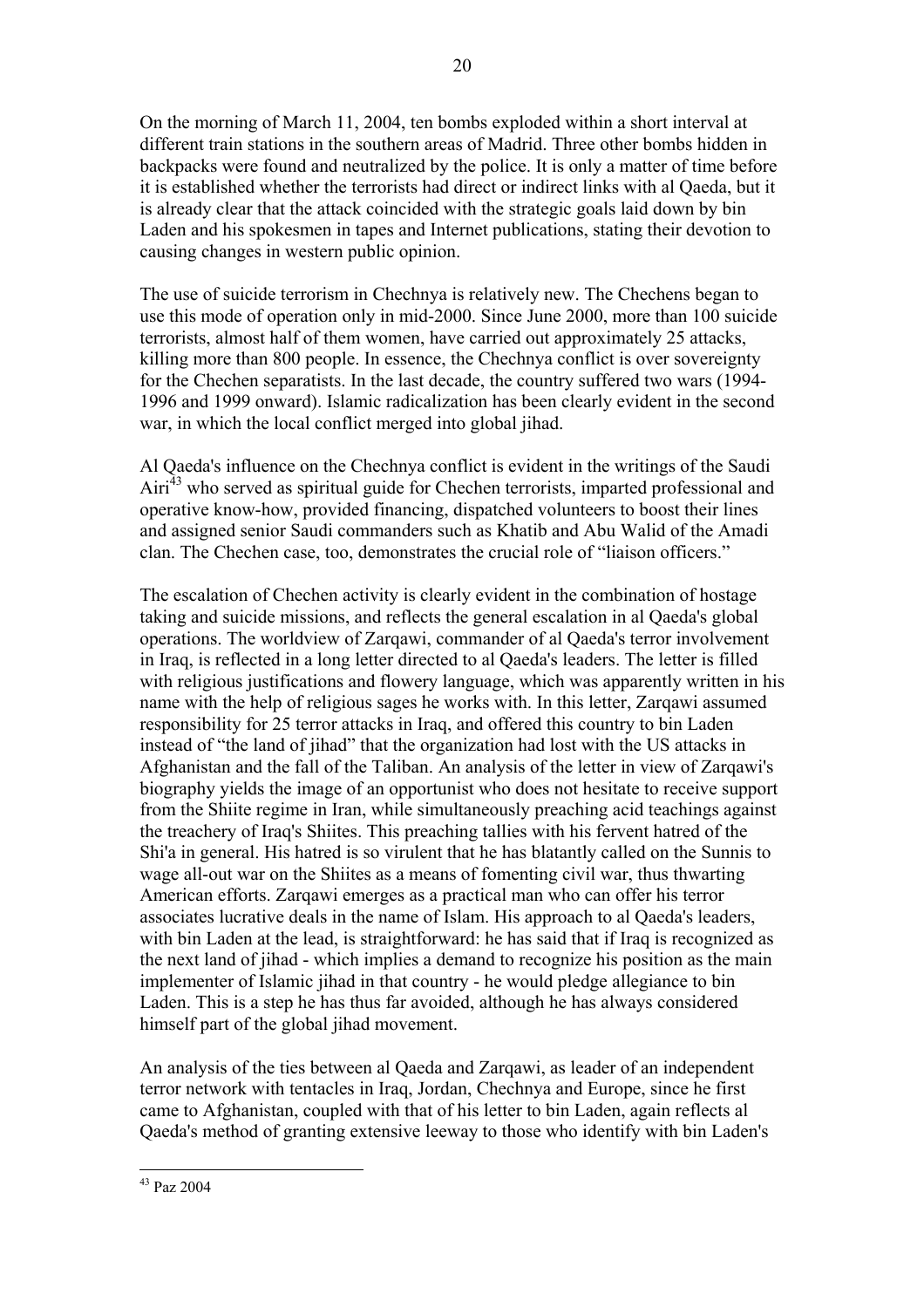On the morning of March 11, 2004, ten bombs exploded within a short interval at different train stations in the southern areas of Madrid. Three other bombs hidden in backpacks were found and neutralized by the police. It is only a matter of time before it is established whether the terrorists had direct or indirect links with al Qaeda, but it is already clear that the attack coincided with the strategic goals laid down by bin Laden and his spokesmen in tapes and Internet publications, stating their devotion to causing changes in western public opinion.

The use of suicide terrorism in Chechnya is relatively new. The Chechens began to use this mode of operation only in mid-2000. Since June 2000, more than 100 suicide terrorists, almost half of them women, have carried out approximately 25 attacks, killing more than 800 people. In essence, the Chechnya conflict is over sovereignty for the Chechen separatists. In the last decade, the country suffered two wars (1994-1996 and 1999 onward). Islamic radicalization has been clearly evident in the second war, in which the local conflict merged into global jihad.

Al Qaeda's influence on the Chechnya conflict is evident in the writings of the Saudi Airi[43] who served as spiritual guide for Chechen terrorists, imparted professional and operative know-how, provided financing, dispatched volunteers to boost their lines and assigned senior Saudi commanders such as Khatib and Abu Walid of the Amadi clan. The Chechen case, too, demonstrates the crucial role of "liaison officers."

The escalation of Chechen activity is clearly evident in the combination of hostage taking and suicide missions, and reflects the general escalation in al Qaeda's global operations. The worldview of Zarqawi, commander of al Qaeda's terror involvement in Iraq, is reflected in a long letter directed to al Qaeda's leaders. The letter is filled with religious justifications and flowery language, which was apparently written in his name with the help of religious sages he works with. In this letter, Zarqawi assumed responsibility for 25 terror attacks in Iraq, and offered this country to bin Laden instead of "the land of jihad" that the organization had lost with the US attacks in Afghanistan and the fall of the Taliban. An analysis of the letter in view of Zarqawi's biography yields the image of an opportunist who does not hesitate to receive support from the Shiite regime in Iran, while simultaneously preaching acid teachings against the treachery of Iraq's Shiites. This preaching tallies with his fervent hatred of the Shi'a in general. His hatred is so virulent that he has blatantly called on the Sunnis to wage all-out war on the Shiites as a means of fomenting civil war, thus thwarting American efforts. Zarqawi emerges as a practical man who can offer his terror associates lucrative deals in the name of Islam. His approach to al Qaeda's leaders, with bin Laden at the lead, is straightforward: he has said that if Iraq is recognized as the next land of jihad - which implies a demand to recognize his position as the main implementer of Islamic jihad in that country - he would pledge allegiance to bin Laden. This is a step he has thus far avoided, although he has always considered himself part of the global jihad movement.

An analysis of the ties between al Qaeda and Zarqawi, as leader of an independent terror network with tentacles in Iraq, Jordan, Chechnya and Europe, since he first came to Afghanistan, coupled with that of his letter to bin Laden, again reflects al Qaeda's method of granting extensive leeway to those who identify with bin Laden's

---

[43] Paz 2004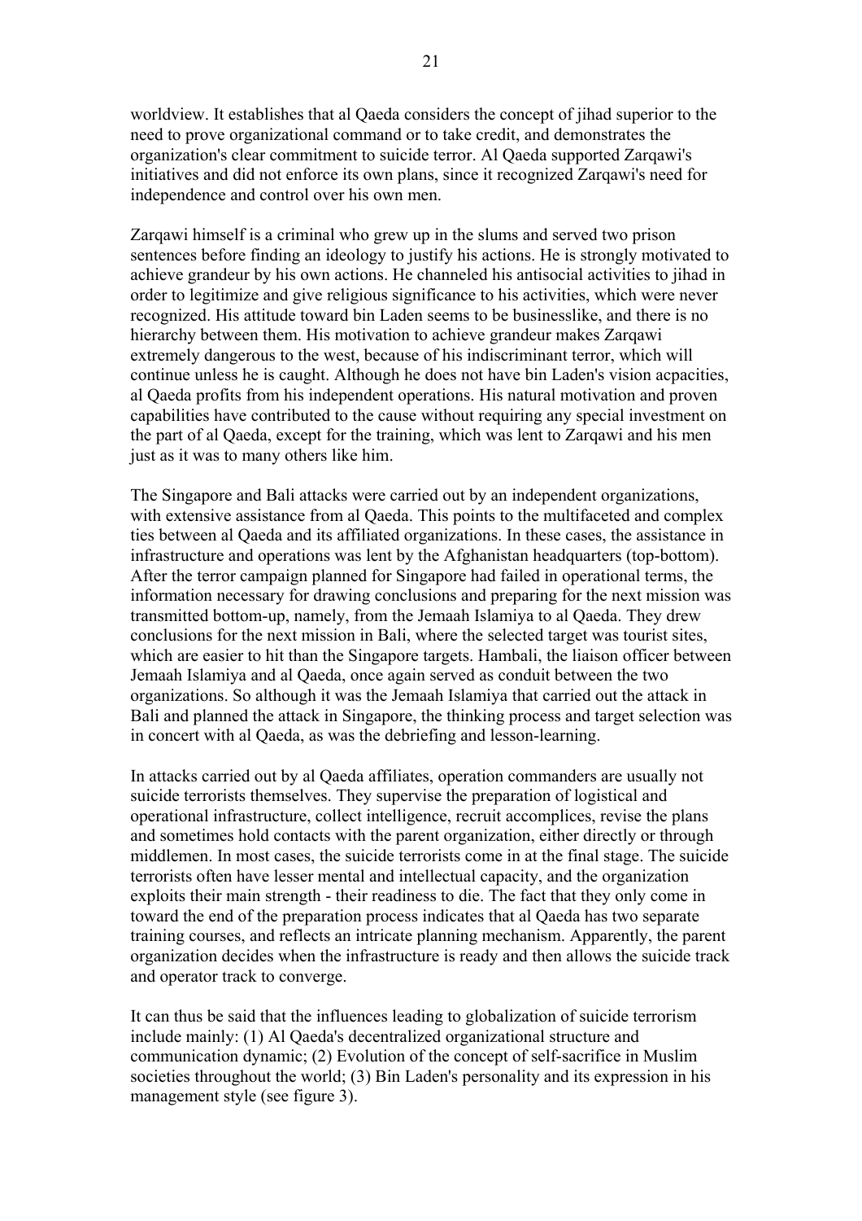worldview. It establishes that al Qaeda considers the concept of jihad superior to the need to prove organizational command or to take credit, and demonstrates the organization's clear commitment to suicide terror. Al Qaeda supported Zarqawi's initiatives and did not enforce its own plans, since it recognized Zarqawi's need for independence and control over his own men.

Zarqawi himself is a criminal who grew up in the slums and served two prison sentences before finding an ideology to justify his actions. He is strongly motivated to achieve grandeur by his own actions. He channeled his antisocial activities to jihad in order to legitimize and give religious significance to his activities, which were never recognized. His attitude toward bin Laden seems to be businesslike, and there is no hierarchy between them. His motivation to achieve grandeur makes Zarqawi extremely dangerous to the west, because of his indiscriminant terror, which will continue unless he is caught. Although he does not have bin Laden's vision acpacities, al Qaeda profits from his independent operations. His natural motivation and proven capabilities have contributed to the cause without requiring any special investment on the part of al Qaeda, except for the training, which was lent to Zarqawi and his men just as it was to many others like him.

The Singapore and Bali attacks were carried out by an independent organizations, with extensive assistance from al Qaeda. This points to the multifaceted and complex ties between al Qaeda and its affiliated organizations. In these cases, the assistance in infrastructure and operations was lent by the Afghanistan headquarters (top-bottom). After the terror campaign planned for Singapore had failed in operational terms, the information necessary for drawing conclusions and preparing for the next mission was transmitted bottom-up, namely, from the Jemaah Islamiya to al Qaeda. They drew conclusions for the next mission in Bali, where the selected target was tourist sites, which are easier to hit than the Singapore targets. Hambali, the liaison officer between Jemaah Islamiya and al Qaeda, once again served as conduit between the two organizations. So although it was the Jemaah Islamiya that carried out the attack in Bali and planned the attack in Singapore, the thinking process and target selection was in concert with al Qaeda, as was the debriefing and lesson-learning.

In attacks carried out by al Qaeda affiliates, operation commanders are usually not suicide terrorists themselves. They supervise the preparation of logistical and operational infrastructure, collect intelligence, recruit accomplices, revise the plans and sometimes hold contacts with the parent organization, either directly or through middlemen. In most cases, the suicide terrorists come in at the final stage. The suicide terrorists often have lesser mental and intellectual capacity, and the organization exploits their main strength - their readiness to die. The fact that they only come in toward the end of the preparation process indicates that al Qaeda has two separate training courses, and reflects an intricate planning mechanism. Apparently, the parent organization decides when the infrastructure is ready and then allows the suicide track and operator track to converge.

It can thus be said that the influences leading to globalization of suicide terrorism include mainly: (1) Al Qaeda's decentralized organizational structure and communication dynamic; (2) Evolution of the concept of self-sacrifice in Muslim societies throughout the world; (3) Bin Laden's personality and its expression in his management style (see figure 3).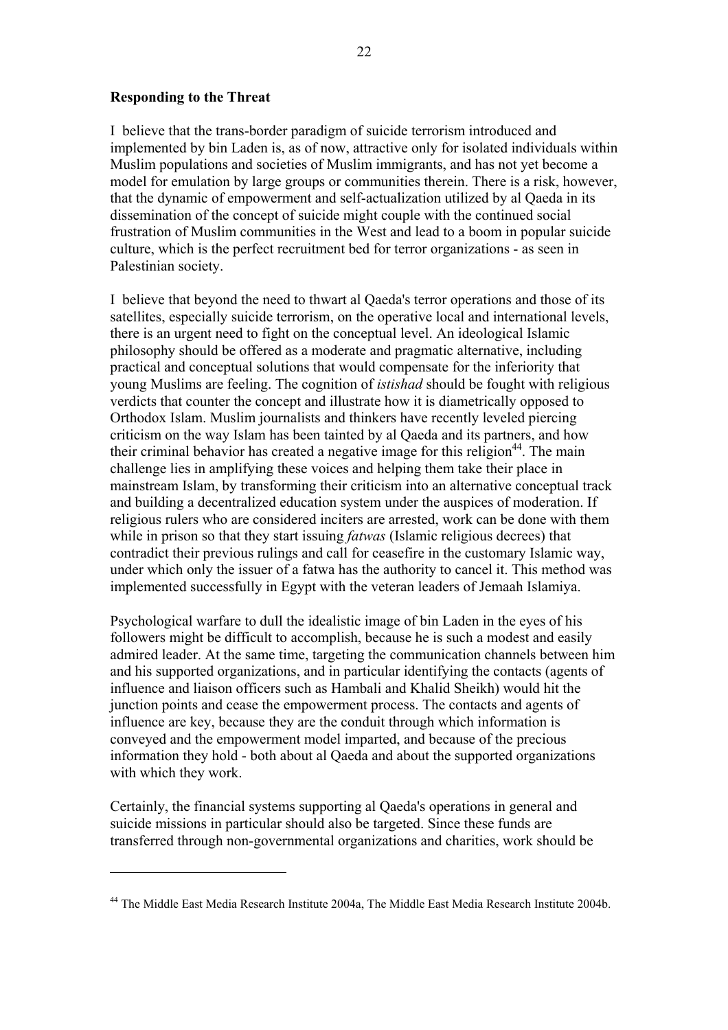**Responding to the Threat**

I believe that the trans-border paradigm of suicide terrorism introduced and implemented by bin Laden is, as of now, attractive only for isolated individuals within Muslim populations and societies of Muslim immigrants, and has not yet become a model for emulation by large groups or communities therein. There is a risk, however, that the dynamic of empowerment and self-actualization utilized by al Qaeda in its dissemination of the concept of suicide might couple with the continued social frustration of Muslim communities in the West and lead to a boom in popular suicide culture, which is the perfect recruitment bed for terror organizations - as seen in Palestinian society.

I believe that beyond the need to thwart al Qaeda's terror operations and those of its satellites, especially suicide terrorism, on the operative local and international levels, there is an urgent need to fight on the conceptual level. An ideological Islamic philosophy should be offered as a moderate and pragmatic alternative, including practical and conceptual solutions that would compensate for the inferiority that young Muslims are feeling. The cognition of *istishad* should be fought with religious verdicts that counter the concept and illustrate how it is diametrically opposed to Orthodox Islam. Muslim journalists and thinkers have recently leveled piercing criticism on the way Islam has been tainted by al Qaeda and its partners, and how their criminal behavior has created a negative image for this religion[44]. The main challenge lies in amplifying these voices and helping them take their place in mainstream Islam, by transforming their criticism into an alternative conceptual track and building a decentralized education system under the auspices of moderation. If religious rulers who are considered inciters are arrested, work can be done with them while in prison so that they start issuing *fatwas* (Islamic religious decrees) that contradict their previous rulings and call for ceasefire in the customary Islamic way, under which only the issuer of a fatwa has the authority to cancel it. This method was implemented successfully in Egypt with the veteran leaders of Jemaah Islamiya.

Psychological warfare to dull the idealistic image of bin Laden in the eyes of his followers might be difficult to accomplish, because he is such a modest and easily admired leader. At the same time, targeting the communication channels between him and his supported organizations, and in particular identifying the contacts (agents of influence and liaison officers such as Hambali and Khalid Sheikh) would hit the junction points and cease the empowerment process. The contacts and agents of influence are key, because they are the conduit through which information is conveyed and the empowerment model imparted, and because of the precious information they hold - both about al Qaeda and about the supported organizations with which they work.

Certainly, the financial systems supporting al Qaeda's operations in general and suicide missions in particular should also be targeted. Since these funds are transferred through non-governmental organizations and charities, work should be

---

[44] The Middle East Media Research Institute 2004a, The Middle East Media Research Institute 2004b.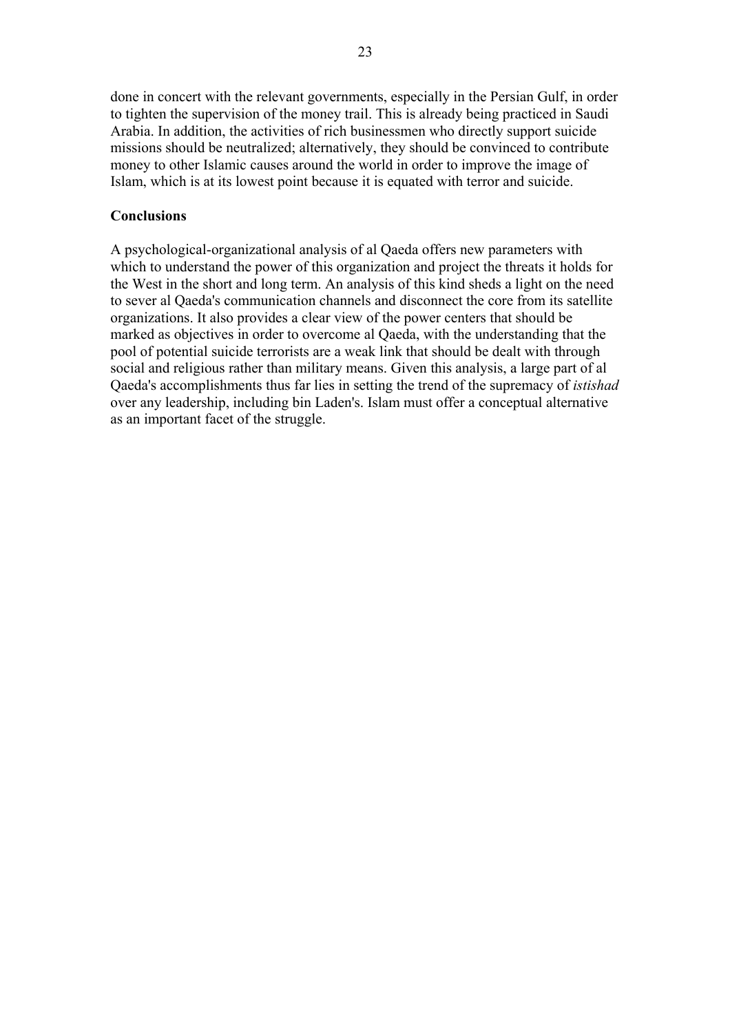done in concert with the relevant governments, especially in the Persian Gulf, in order to tighten the supervision of the money trail. This is already being practiced in Saudi Arabia. In addition, the activities of rich businessmen who directly support suicide missions should be neutralized; alternatively, they should be convinced to contribute money to other Islamic causes around the world in order to improve the image of Islam, which is at its lowest point because it is equated with terror and suicide.

**Conclusions**

A psychological-organizational analysis of al Qaeda offers new parameters with which to understand the power of this organization and project the threats it holds for the West in the short and long term. An analysis of this kind sheds a light on the need to sever al Qaeda's communication channels and disconnect the core from its satellite organizations. It also provides a clear view of the power centers that should be marked as objectives in order to overcome al Qaeda, with the understanding that the pool of potential suicide terrorists are a weak link that should be dealt with through social and religious rather than military means. Given this analysis, a large part of al Qaeda's accomplishments thus far lies in setting the trend of the supremacy of *istishad* over any leadership, including bin Laden's. Islam must offer a conceptual alternative as an important facet of the struggle.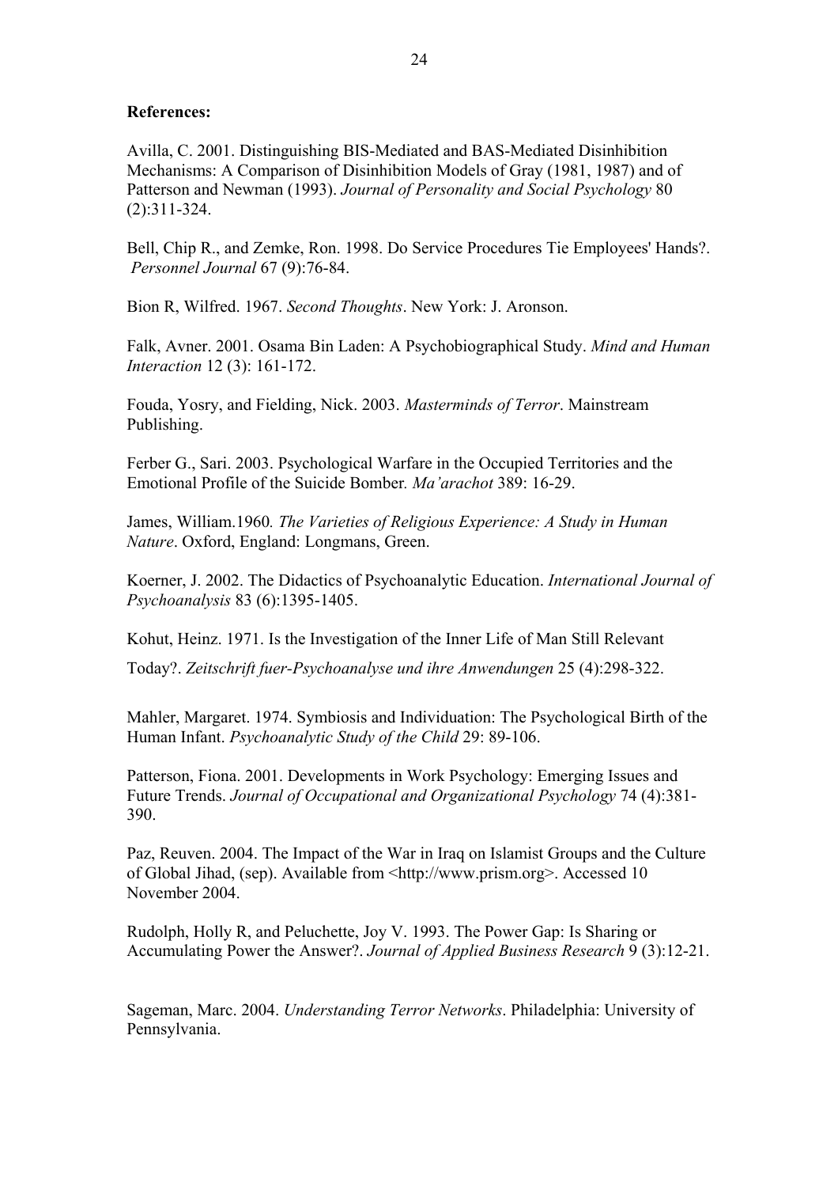**References:**

Avilla, C. 2001. Distinguishing BIS-Mediated and BAS-Mediated Disinhibition Mechanisms: A Comparison of Disinhibition Models of Gray (1981, 1987) and of Patterson and Newman (1993). *Journal of Personality and Social Psychology* 80 (2):311-324.

Bell, Chip R., and Zemke, Ron. 1998. Do Service Procedures Tie Employees' Hands?. *Personnel Journal* 67 (9):76-84.

Bion R, Wilfred. 1967. *Second Thoughts*. New York: J. Aronson.

Falk, Avner. 2001. Osama Bin Laden: A Psychobiographical Study. *Mind and Human Interaction* 12 (3): 161-172.

Fouda, Yosry, and Fielding, Nick. 2003. *Masterminds of Terror*. Mainstream Publishing.

Ferber G., Sari. 2003. Psychological Warfare in the Occupied Territories and the Emotional Profile of the Suicide Bomber. *Ma'arachot* 389: 16-29.

James, William.1960*. The Varieties of Religious Experience: A Study in Human Nature*. Oxford, England: Longmans, Green.

Koerner, J. 2002. The Didactics of Psychoanalytic Education. *International Journal of Psychoanalysis* 83 (6):1395-1405.

Kohut, Heinz. 1971. Is the Investigation of the Inner Life of Man Still Relevant Today?. *Zeitschrift fuer-Psychoanalyse und ihre Anwendungen* 25 (4):298-322.

Mahler, Margaret. 1974. Symbiosis and Individuation: The Psychological Birth of the Human Infant. *Psychoanalytic Study of the Child* 29: 89-106.

Patterson, Fiona. 2001. Developments in Work Psychology: Emerging Issues and Future Trends. *Journal of Occupational and Organizational Psychology* 74 (4):381-390.

Paz, Reuven. 2004. The Impact of the War in Iraq on Islamist Groups and the Culture of Global Jihad, (sep). Available from <http://www.prism.org>. Accessed 10 November 2004.

Rudolph, Holly R, and Peluchette, Joy V. 1993. The Power Gap: Is Sharing or Accumulating Power the Answer?. *Journal of Applied Business Research* 9 (3):12-21.

Sageman, Marc. 2004. *Understanding Terror Networks*. Philadelphia: University of Pennsylvania.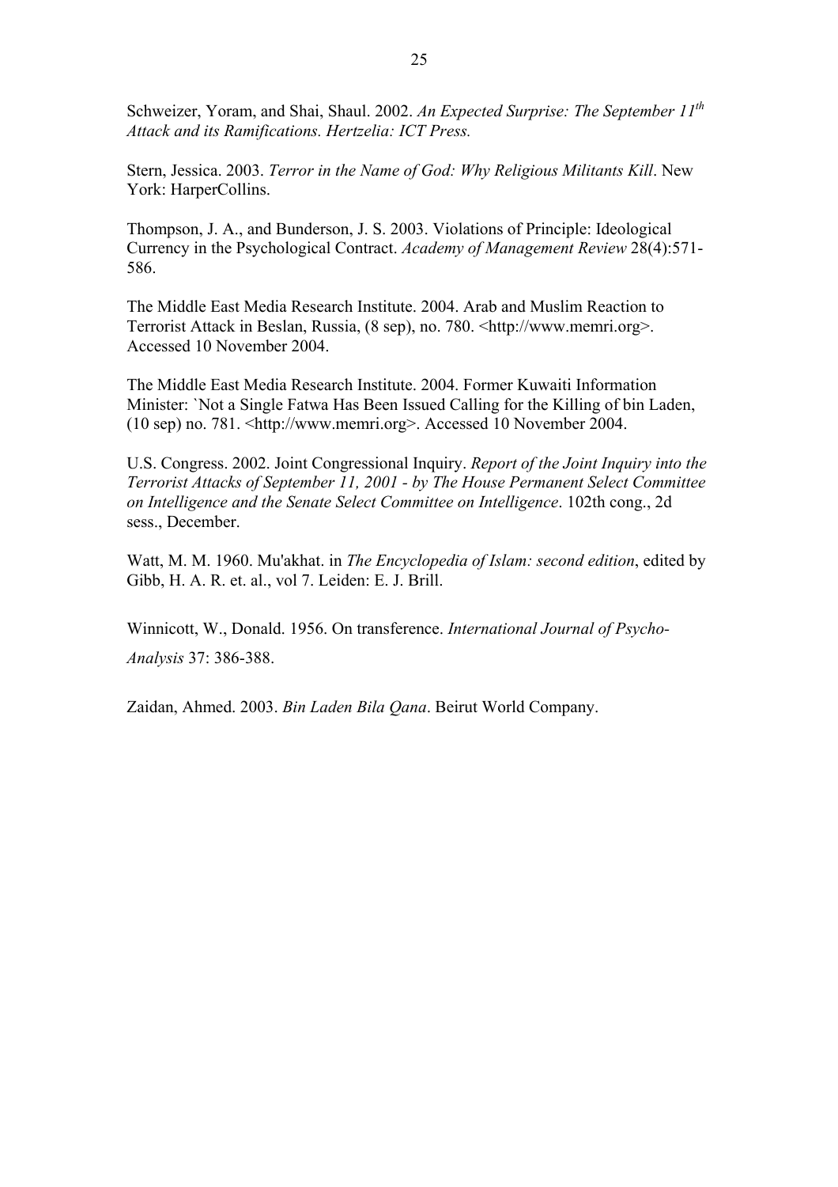Schweizer, Yoram, and Shai, Shaul. 2002. *An Expected Surprise: The September 11th Attack and its Ramifications. Hertzelia: ICT Press.*

Stern, Jessica. 2003. *Terror in the Name of God: Why Religious Militants Kill*. New York: HarperCollins.

Thompson, J. A., and Bunderson, J. S. 2003. Violations of Principle: Ideological Currency in the Psychological Contract. *Academy of Management Review* 28(4):571-586.

The Middle East Media Research Institute. 2004. Arab and Muslim Reaction to Terrorist Attack in Beslan, Russia, (8 sep), no. 780. <http://www.memri.org>. Accessed 10 November 2004.

The Middle East Media Research Institute. 2004. Former Kuwaiti Information Minister: `Not a Single Fatwa Has Been Issued Calling for the Killing of bin Laden, (10 sep) no. 781. <http://www.memri.org>. Accessed 10 November 2004.

U.S. Congress. 2002. Joint Congressional Inquiry. *Report of the Joint Inquiry into the Terrorist Attacks of September 11, 2001 - by The House Permanent Select Committee on Intelligence and the Senate Select Committee on Intelligence*. 102th cong., 2d sess., December.

Watt, M. M. 1960. Mu'akhat. in *The Encyclopedia of Islam: second edition*, edited by Gibb, H. A. R. et. al., vol 7. Leiden: E. J. Brill.

Winnicott, W., Donald. 1956. On transference. *International Journal of Psycho-Analysis* 37: 386-388.

Zaidan, Ahmed. 2003. *Bin Laden Bila Qana*. Beirut World Company.